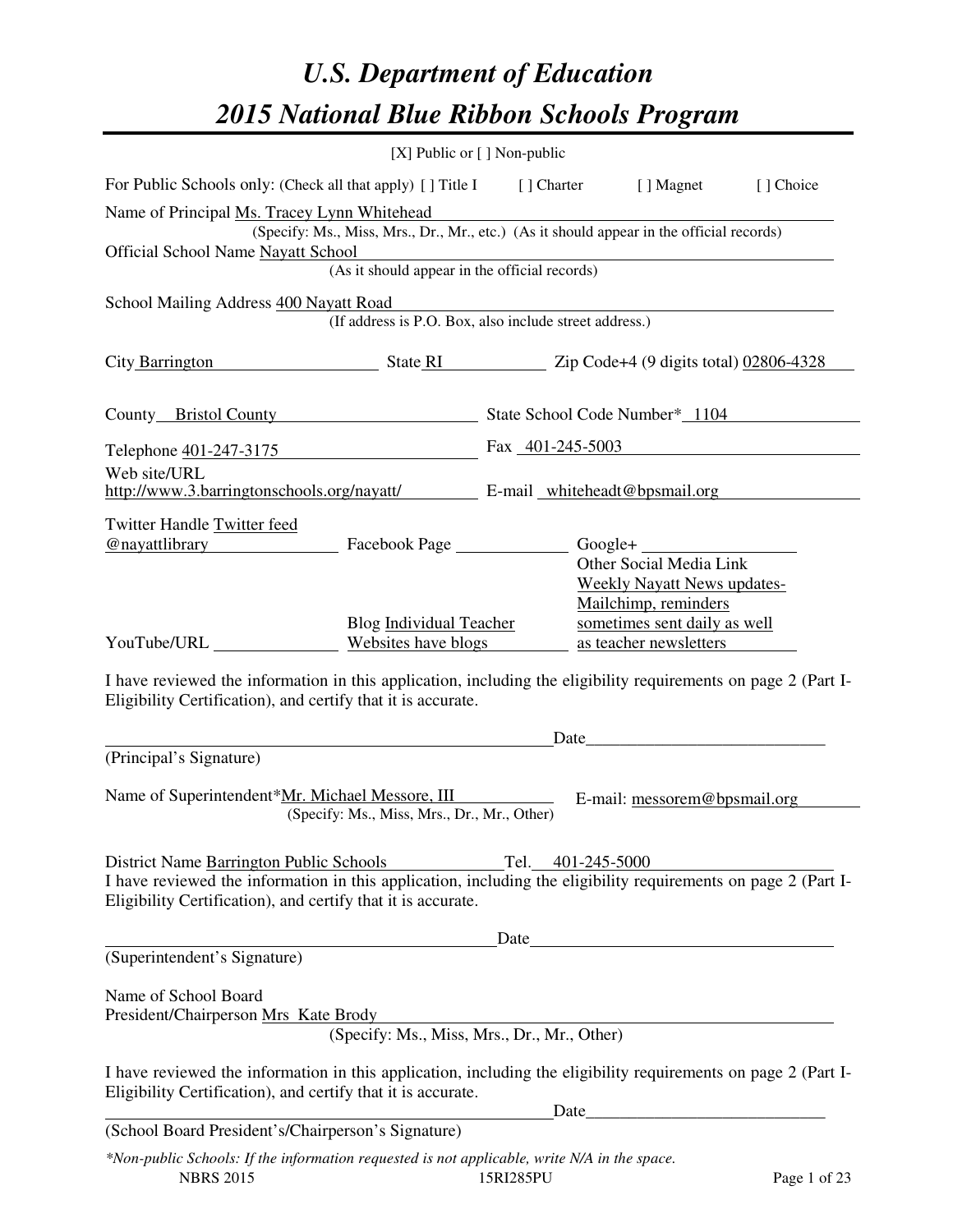# *U.S. Department of Education*

# *2015 National Blue Ribbon Schools Program*

[X] Public or [ ] Non-public

For Public Schools only: (Check all that apply) [ ] Title I [ ] Charter [ ] Magnet [ ] Choice

Name of Principal Ms. Tracey Lynn Whitehead
(Specify: Ms., Miss, Mrs., Dr., Mr., etc.) (As it should appear in the official records)

Official School Name Nayatt School
(As it should appear in the official records)

School Mailing Address 400 Nayatt Road
(If address is P.O. Box, also include street address.)

City Barrington State RI Zip Code+4 (9 digits total) 02806-4328

County Bristol County State School Code Number* 1104

Telephone 401-247-3175 Fax 401-245-5003

Web site/URL http://www.3.barringtonschools.org/nayatt/ E-mail whiteheadt@bpsmail.org

Twitter Handle Twitter feed @nayattlibrary Facebook Page ____ Google+ ____

Other Social Media Link Weekly Nayatt News updates- Mailchimp, reminders sometimes sent daily as well as teacher newsletters

YouTube/URL ____ Blog Individual Teacher Websites have blogs

I have reviewed the information in this application, including the eligibility requirements on page 2 (Part I-Eligibility Certification), and certify that it is accurate.

_______________________________________ Date_______________________
(Principal's Signature)

Name of Superintendent*Mr. Michael Messore, III E-mail: messorem@bpsmail.org
(Specify: Ms., Miss, Mrs., Dr., Mr., Other)

District Name Barrington Public Schools Tel. 401-245-5000

I have reviewed the information in this application, including the eligibility requirements on page 2 (Part I-Eligibility Certification), and certify that it is accurate.

_______________________________________ Date_______________________
(Superintendent's Signature)

Name of School Board President/Chairperson Mrs Kate Brody
(Specify: Ms., Miss, Mrs., Dr., Mr., Other)

I have reviewed the information in this application, including the eligibility requirements on page 2 (Part I-Eligibility Certification), and certify that it is accurate.

_______________________________________ Date_______________________
(School Board President's/Chairperson's Signature)

*\*Non-public Schools: If the information requested is not applicable, write N/A in the space.*

NBRS 2015 15RI285PU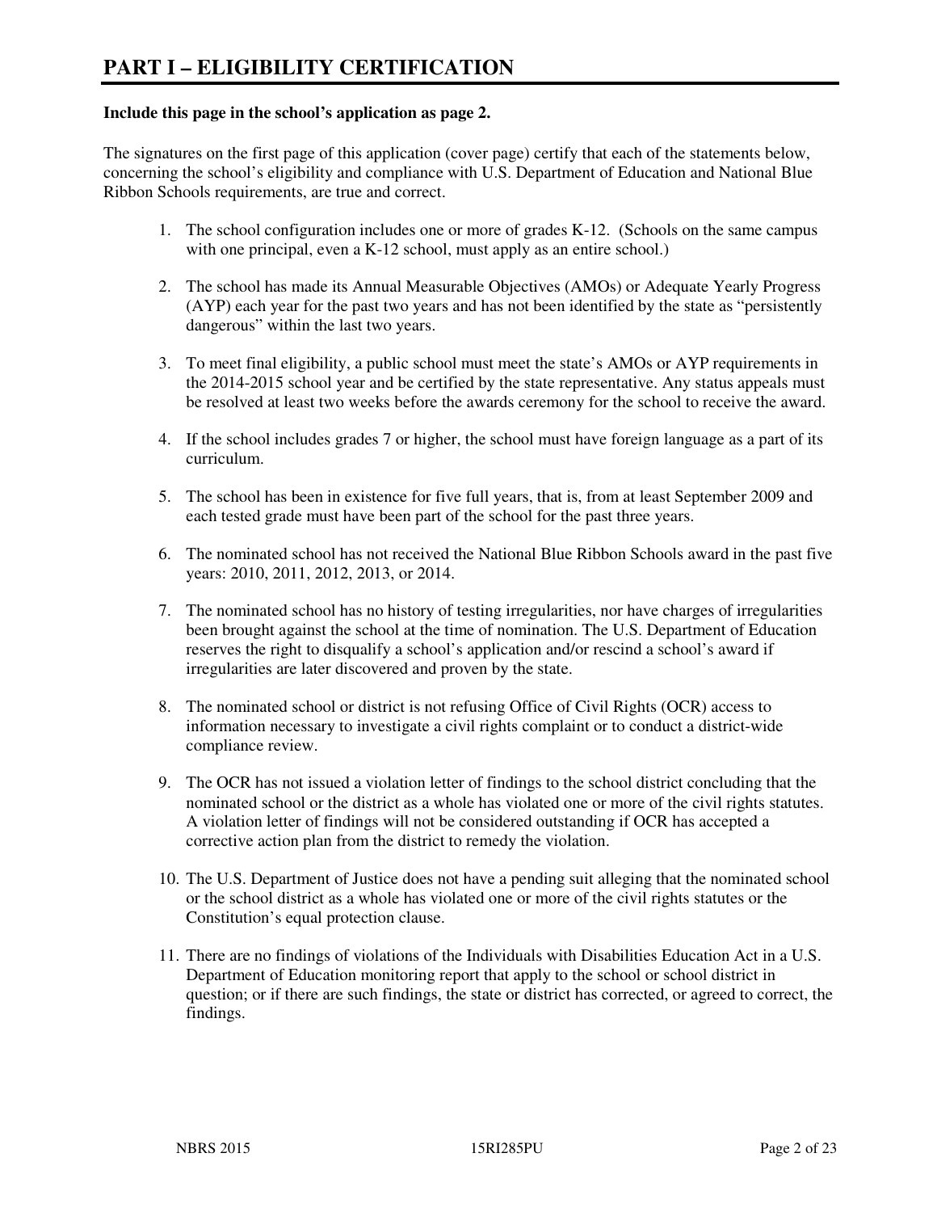# PART I – ELIGIBILITY CERTIFICATION

**Include this page in the school's application as page 2.**

The signatures on the first page of this application (cover page) certify that each of the statements below, concerning the school's eligibility and compliance with U.S. Department of Education and National Blue Ribbon Schools requirements, are true and correct.

1. The school configuration includes one or more of grades K-12. (Schools on the same campus with one principal, even a K-12 school, must apply as an entire school.)

2. The school has made its Annual Measurable Objectives (AMOs) or Adequate Yearly Progress (AYP) each year for the past two years and has not been identified by the state as "persistently dangerous" within the last two years.

3. To meet final eligibility, a public school must meet the state's AMOs or AYP requirements in the 2014-2015 school year and be certified by the state representative. Any status appeals must be resolved at least two weeks before the awards ceremony for the school to receive the award.

4. If the school includes grades 7 or higher, the school must have foreign language as a part of its curriculum.

5. The school has been in existence for five full years, that is, from at least September 2009 and each tested grade must have been part of the school for the past three years.

6. The nominated school has not received the National Blue Ribbon Schools award in the past five years: 2010, 2011, 2012, 2013, or 2014.

7. The nominated school has no history of testing irregularities, nor have charges of irregularities been brought against the school at the time of nomination. The U.S. Department of Education reserves the right to disqualify a school's application and/or rescind a school's award if irregularities are later discovered and proven by the state.

8. The nominated school or district is not refusing Office of Civil Rights (OCR) access to information necessary to investigate a civil rights complaint or to conduct a district-wide compliance review.

9. The OCR has not issued a violation letter of findings to the school district concluding that the nominated school or the district as a whole has violated one or more of the civil rights statutes. A violation letter of findings will not be considered outstanding if OCR has accepted a corrective action plan from the district to remedy the violation.

10. The U.S. Department of Justice does not have a pending suit alleging that the nominated school or the school district as a whole has violated one or more of the civil rights statutes or the Constitution's equal protection clause.

11. There are no findings of violations of the Individuals with Disabilities Education Act in a U.S. Department of Education monitoring report that apply to the school or school district in question; or if there are such findings, the state or district has corrected, or agreed to correct, the findings.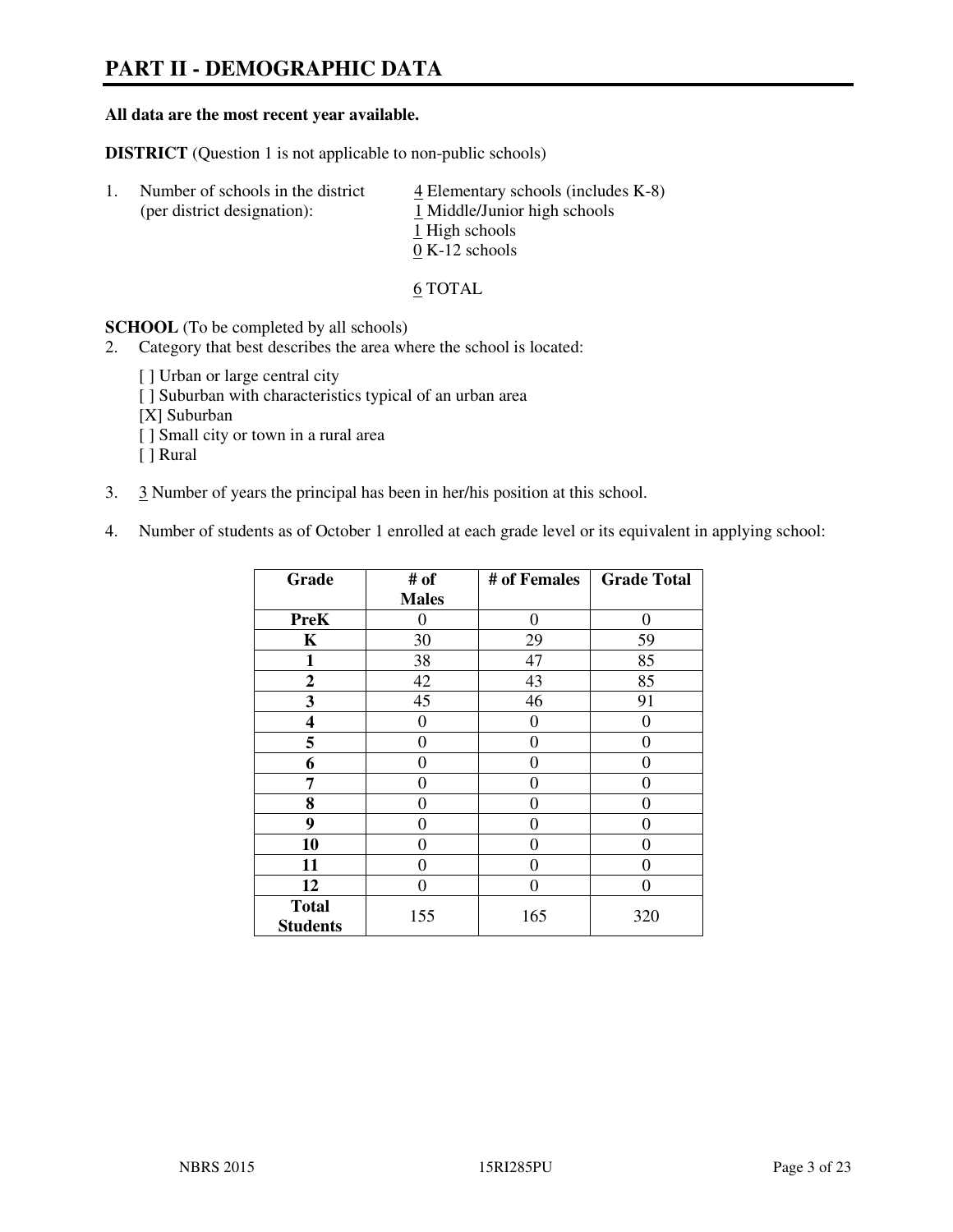# PART II - DEMOGRAPHIC DATA

**All data are the most recent year available.**

**DISTRICT** (Question 1 is not applicable to non-public schools)

1. Number of schools in the district (per district designation):
   4 Elementary schools (includes K-8)
   1 Middle/Junior high schools
   1 High schools
   0 K-12 schools

   6 TOTAL

**SCHOOL** (To be completed by all schools)

2. Category that best describes the area where the school is located:

   [ ] Urban or large central city
   [ ] Suburban with characteristics typical of an urban area
   [X] Suburban
   [ ] Small city or town in a rural area
   [ ] Rural

3. 3 Number of years the principal has been in her/his position at this school.

4. Number of students as of October 1 enrolled at each grade level or its equivalent in applying school:

| Grade | # of Males | # of Females | Grade Total |
|---|---|---|---|
| **PreK** | 0 | 0 | 0 |
| **K** | 30 | 29 | 59 |
| **1** | 38 | 47 | 85 |
| **2** | 42 | 43 | 85 |
| **3** | 45 | 46 | 91 |
| **4** | 0 | 0 | 0 |
| **5** | 0 | 0 | 0 |
| **6** | 0 | 0 | 0 |
| **7** | 0 | 0 | 0 |
| **8** | 0 | 0 | 0 |
| **9** | 0 | 0 | 0 |
| **10** | 0 | 0 | 0 |
| **11** | 0 | 0 | 0 |
| **12** | 0 | 0 | 0 |
| **Total Students** | 155 | 165 | 320 |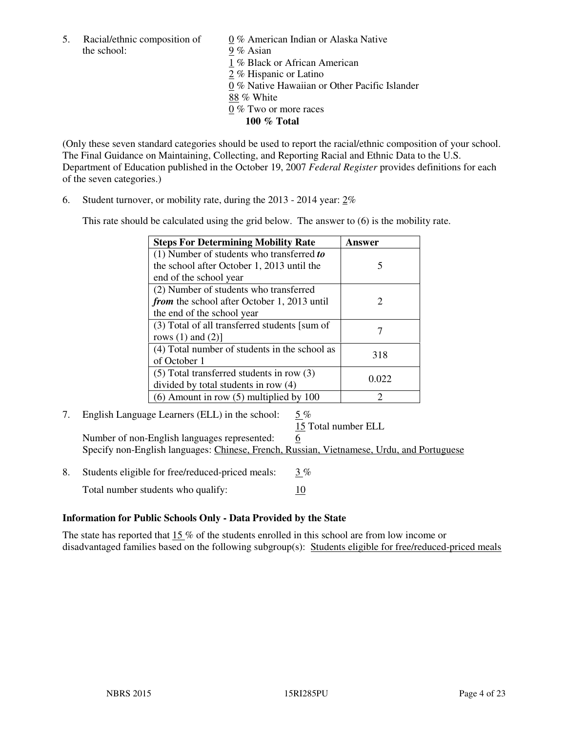5. Racial/ethnic composition of the school:

   0 % American Indian or Alaska Native
   9 % Asian
   1 % Black or African American
   2 % Hispanic or Latino
   0 % Native Hawaiian or Other Pacific Islander
   88 % White
   0 % Two or more races
   **100 % Total**

(Only these seven standard categories should be used to report the racial/ethnic composition of your school. The Final Guidance on Maintaining, Collecting, and Reporting Racial and Ethnic Data to the U.S. Department of Education published in the October 19, 2007 *Federal Register* provides definitions for each of the seven categories.)

6. Student turnover, or mobility rate, during the 2013 - 2014 year: 2%

   This rate should be calculated using the grid below. The answer to (6) is the mobility rate.

| **Steps For Determining Mobility Rate** | **Answer** |
|---|---|
| (1) Number of students who transferred ***to*** the school after October 1, 2013 until the end of the school year | 5 |
| (2) Number of students who transferred ***from*** the school after October 1, 2013 until the end of the school year | 2 |
| (3) Total of all transferred students [sum of rows (1) and (2)] | 7 |
| (4) Total number of students in the school as of October 1 | 318 |
| (5) Total transferred students in row (3) divided by total students in row (4) | 0.022 |
| (6) Amount in row (5) multiplied by 100 | 2 |

7. English Language Learners (ELL) in the school: 5 %
   15 Total number ELL
   Number of non-English languages represented: 6
   Specify non-English languages: Chinese, French, Russian, Vietnamese, Urdu, and Portuguese

8. Students eligible for free/reduced-priced meals: 3 %
   Total number students who qualify: 10

**Information for Public Schools Only - Data Provided by the State**

The state has reported that 15 % of the students enrolled in this school are from low income or disadvantaged families based on the following subgroup(s): Students eligible for free/reduced-priced meals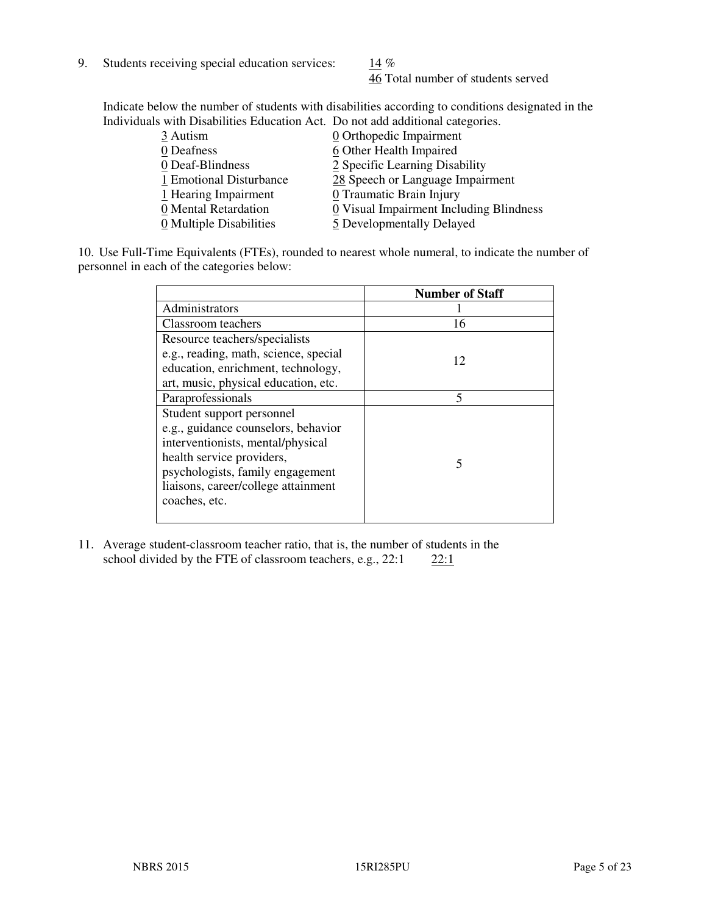9. Students receiving special education services: 14 %
   46 Total number of students served

Indicate below the number of students with disabilities according to conditions designated in the Individuals with Disabilities Education Act. Do not add additional categories.

| | |
|---|---|
| 3 Autism | 0 Orthopedic Impairment |
| 0 Deafness | 6 Other Health Impaired |
| 0 Deaf-Blindness | 2 Specific Learning Disability |
| 1 Emotional Disturbance | 28 Speech or Language Impairment |
| 1 Hearing Impairment | 0 Traumatic Brain Injury |
| 0 Mental Retardation | 0 Visual Impairment Including Blindness |
| 0 Multiple Disabilities | 5 Developmentally Delayed |

10. Use Full-Time Equivalents (FTEs), rounded to nearest whole numeral, to indicate the number of personnel in each of the categories below:

| | Number of Staff |
|---|---|
| Administrators | 1 |
| Classroom teachers | 16 |
| Resource teachers/specialists e.g., reading, math, science, special education, enrichment, technology, art, music, physical education, etc. | 12 |
| Paraprofessionals | 5 |
| Student support personnel e.g., guidance counselors, behavior interventionists, mental/physical health service providers, psychologists, family engagement liaisons, career/college attainment coaches, etc. | 5 |

11. Average student-classroom teacher ratio, that is, the number of students in the school divided by the FTE of classroom teachers, e.g., 22:1 22:1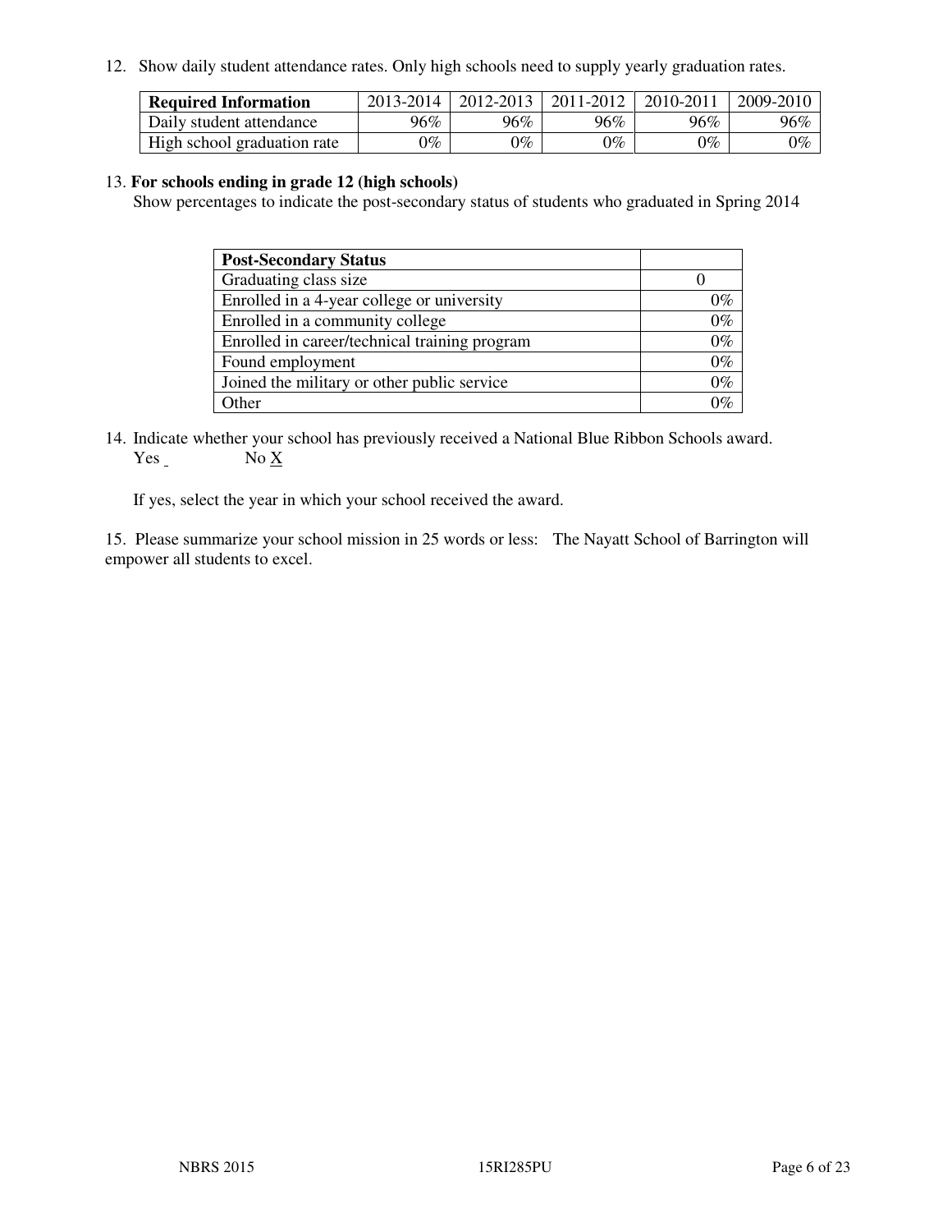12. Show daily student attendance rates. Only high schools need to supply yearly graduation rates.

| **Required Information** | 2013-2014 | 2012-2013 | 2011-2012 | 2010-2011 | 2009-2010 |
|---|---|---|---|---|---|
| Daily student attendance | 96% | 96% | 96% | 96% | 96% |
| High school graduation rate | 0% | 0% | 0% | 0% | 0% |

13. **For schools ending in grade 12 (high schools)**
Show percentages to indicate the post-secondary status of students who graduated in Spring 2014

| **Post-Secondary Status** | |
|---|---|
| Graduating class size | 0 |
| Enrolled in a 4-year college or university | 0% |
| Enrolled in a community college | 0% |
| Enrolled in career/technical training program | 0% |
| Found employment | 0% |
| Joined the military or other public service | 0% |
| Other | 0% |

14. Indicate whether your school has previously received a National Blue Ribbon Schools award.
Yes _ No X

If yes, select the year in which your school received the award.

15. Please summarize your school mission in 25 words or less: The Nayatt School of Barrington will empower all students to excel.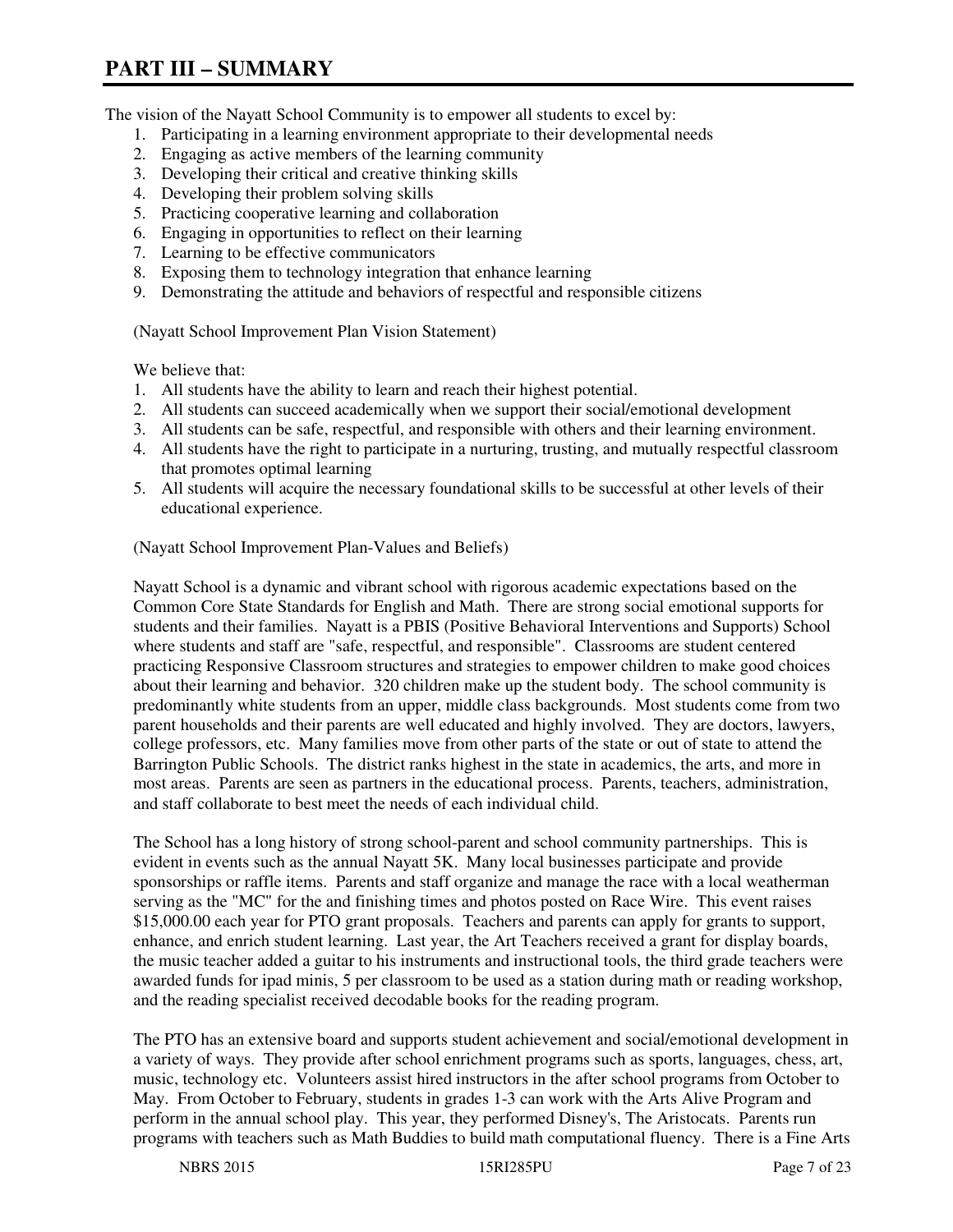# PART III – SUMMARY

The vision of the Nayatt School Community is to empower all students to excel by:

1. Participating in a learning environment appropriate to their developmental needs
2. Engaging as active members of the learning community
3. Developing their critical and creative thinking skills
4. Developing their problem solving skills
5. Practicing cooperative learning and collaboration
6. Engaging in opportunities to reflect on their learning
7. Learning to be effective communicators
8. Exposing them to technology integration that enhance learning
9. Demonstrating the attitude and behaviors of respectful and responsible citizens

(Nayatt School Improvement Plan Vision Statement)

We believe that:

1. All students have the ability to learn and reach their highest potential.
2. All students can succeed academically when we support their social/emotional development
3. All students can be safe, respectful, and responsible with others and their learning environment.
4. All students have the right to participate in a nurturing, trusting, and mutually respectful classroom that promotes optimal learning
5. All students will acquire the necessary foundational skills to be successful at other levels of their educational experience.

(Nayatt School Improvement Plan-Values and Beliefs)

Nayatt School is a dynamic and vibrant school with rigorous academic expectations based on the Common Core State Standards for English and Math. There are strong social emotional supports for students and their families. Nayatt is a PBIS (Positive Behavioral Interventions and Supports) School where students and staff are "safe, respectful, and responsible". Classrooms are student centered practicing Responsive Classroom structures and strategies to empower children to make good choices about their learning and behavior. 320 children make up the student body. The school community is predominantly white students from an upper, middle class backgrounds. Most students come from two parent households and their parents are well educated and highly involved. They are doctors, lawyers, college professors, etc. Many families move from other parts of the state or out of state to attend the Barrington Public Schools. The district ranks highest in the state in academics, the arts, and more in most areas. Parents are seen as partners in the educational process. Parents, teachers, administration, and staff collaborate to best meet the needs of each individual child.

The School has a long history of strong school-parent and school community partnerships. This is evident in events such as the annual Nayatt 5K. Many local businesses participate and provide sponsorships or raffle items. Parents and staff organize and manage the race with a local weatherman serving as the "MC" for the and finishing times and photos posted on Race Wire. This event raises $15,000.00 each year for PTO grant proposals. Teachers and parents can apply for grants to support, enhance, and enrich student learning. Last year, the Art Teachers received a grant for display boards, the music teacher added a guitar to his instruments and instructional tools, the third grade teachers were awarded funds for ipad minis, 5 per classroom to be used as a station during math or reading workshop, and the reading specialist received decodable books for the reading program.

The PTO has an extensive board and supports student achievement and social/emotional development in a variety of ways. They provide after school enrichment programs such as sports, languages, chess, art, music, technology etc. Volunteers assist hired instructors in the after school programs from October to May. From October to February, students in grades 1-3 can work with the Arts Alive Program and perform in the annual school play. This year, they performed Disney's, The Aristocats. Parents run programs with teachers such as Math Buddies to build math computational fluency. There is a Fine Arts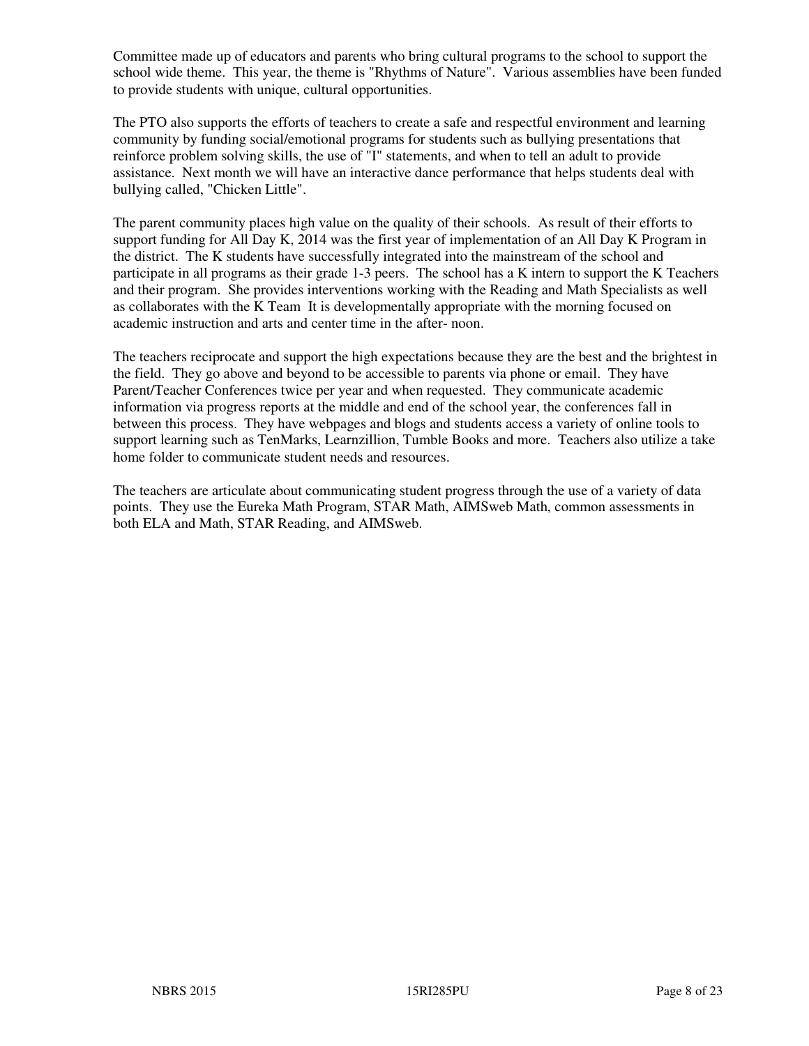Committee made up of educators and parents who bring cultural programs to the school to support the school wide theme. This year, the theme is "Rhythms of Nature". Various assemblies have been funded to provide students with unique, cultural opportunities.

The PTO also supports the efforts of teachers to create a safe and respectful environment and learning community by funding social/emotional programs for students such as bullying presentations that reinforce problem solving skills, the use of "I" statements, and when to tell an adult to provide assistance. Next month we will have an interactive dance performance that helps students deal with bullying called, "Chicken Little".

The parent community places high value on the quality of their schools. As result of their efforts to support funding for All Day K, 2014 was the first year of implementation of an All Day K Program in the district. The K students have successfully integrated into the mainstream of the school and participate in all programs as their grade 1-3 peers. The school has a K intern to support the K Teachers and their program. She provides interventions working with the Reading and Math Specialists as well as collaborates with the K Team It is developmentally appropriate with the morning focused on academic instruction and arts and center time in the after- noon.

The teachers reciprocate and support the high expectations because they are the best and the brightest in the field. They go above and beyond to be accessible to parents via phone or email. They have Parent/Teacher Conferences twice per year and when requested. They communicate academic information via progress reports at the middle and end of the school year, the conferences fall in between this process. They have webpages and blogs and students access a variety of online tools to support learning such as TenMarks, Learnzillion, Tumble Books and more. Teachers also utilize a take home folder to communicate student needs and resources.

The teachers are articulate about communicating student progress through the use of a variety of data points. They use the Eureka Math Program, STAR Math, AIMSweb Math, common assessments in both ELA and Math, STAR Reading, and AIMSweb.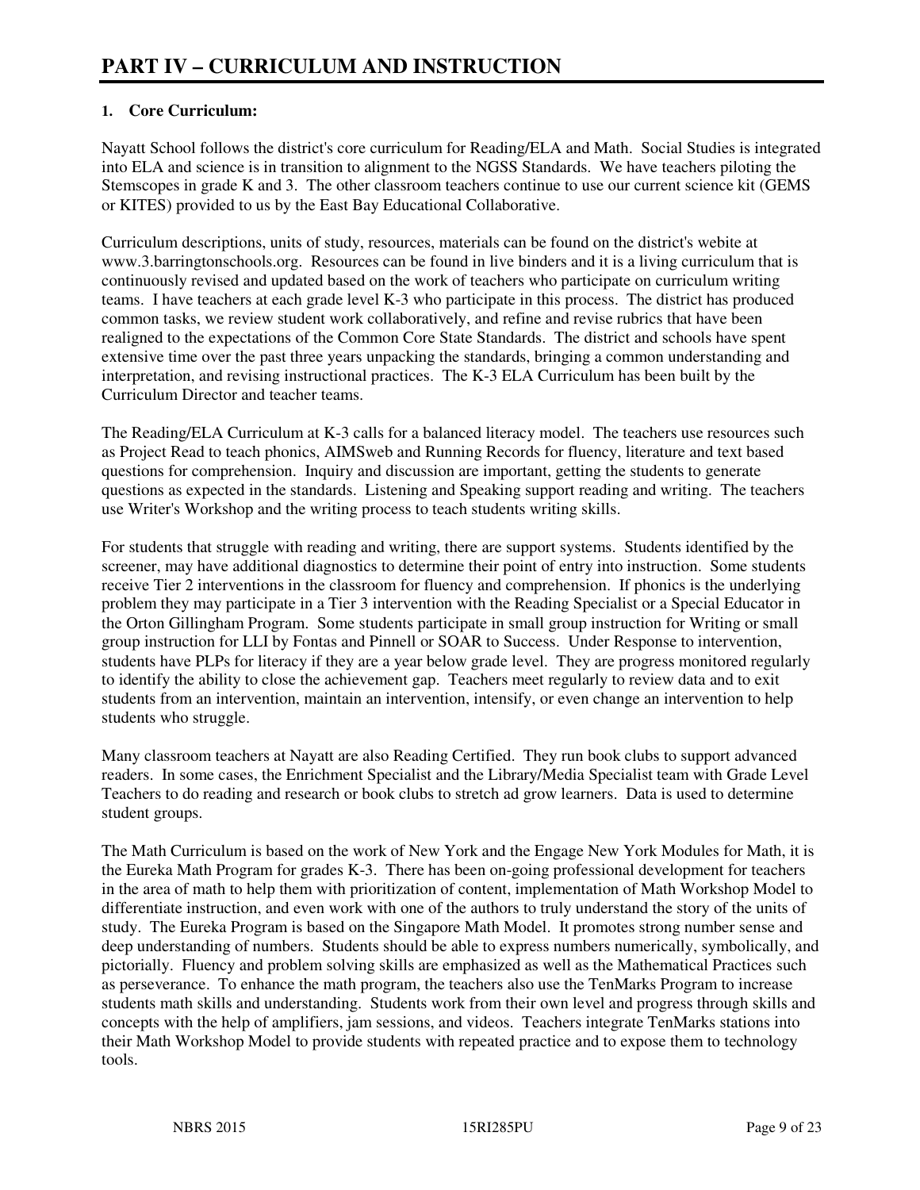# PART IV – CURRICULUM AND INSTRUCTION

## 1. Core Curriculum:

Nayatt School follows the district's core curriculum for Reading/ELA and Math. Social Studies is integrated into ELA and science is in transition to alignment to the NGSS Standards. We have teachers piloting the Stemscopes in grade K and 3. The other classroom teachers continue to use our current science kit (GEMS or KITES) provided to us by the East Bay Educational Collaborative.

Curriculum descriptions, units of study, resources, materials can be found on the district's webite at www.3.barringtonschools.org. Resources can be found in live binders and it is a living curriculum that is continuously revised and updated based on the work of teachers who participate on curriculum writing teams. I have teachers at each grade level K-3 who participate in this process. The district has produced common tasks, we review student work collaboratively, and refine and revise rubrics that have been realigned to the expectations of the Common Core State Standards. The district and schools have spent extensive time over the past three years unpacking the standards, bringing a common understanding and interpretation, and revising instructional practices. The K-3 ELA Curriculum has been built by the Curriculum Director and teacher teams.

The Reading/ELA Curriculum at K-3 calls for a balanced literacy model. The teachers use resources such as Project Read to teach phonics, AIMSweb and Running Records for fluency, literature and text based questions for comprehension. Inquiry and discussion are important, getting the students to generate questions as expected in the standards. Listening and Speaking support reading and writing. The teachers use Writer's Workshop and the writing process to teach students writing skills.

For students that struggle with reading and writing, there are support systems. Students identified by the screener, may have additional diagnostics to determine their point of entry into instruction. Some students receive Tier 2 interventions in the classroom for fluency and comprehension. If phonics is the underlying problem they may participate in a Tier 3 intervention with the Reading Specialist or a Special Educator in the Orton Gillingham Program. Some students participate in small group instruction for Writing or small group instruction for LLI by Fontas and Pinnell or SOAR to Success. Under Response to intervention, students have PLPs for literacy if they are a year below grade level. They are progress monitored regularly to identify the ability to close the achievement gap. Teachers meet regularly to review data and to exit students from an intervention, maintain an intervention, intensify, or even change an intervention to help students who struggle.

Many classroom teachers at Nayatt are also Reading Certified. They run book clubs to support advanced readers. In some cases, the Enrichment Specialist and the Library/Media Specialist team with Grade Level Teachers to do reading and research or book clubs to stretch ad grow learners. Data is used to determine student groups.

The Math Curriculum is based on the work of New York and the Engage New York Modules for Math, it is the Eureka Math Program for grades K-3. There has been on-going professional development for teachers in the area of math to help them with prioritization of content, implementation of Math Workshop Model to differentiate instruction, and even work with one of the authors to truly understand the story of the units of study. The Eureka Program is based on the Singapore Math Model. It promotes strong number sense and deep understanding of numbers. Students should be able to express numbers numerically, symbolically, and pictorially. Fluency and problem solving skills are emphasized as well as the Mathematical Practices such as perseverance. To enhance the math program, the teachers also use the TenMarks Program to increase students math skills and understanding. Students work from their own level and progress through skills and concepts with the help of amplifiers, jam sessions, and videos. Teachers integrate TenMarks stations into their Math Workshop Model to provide students with repeated practice and to expose them to technology tools.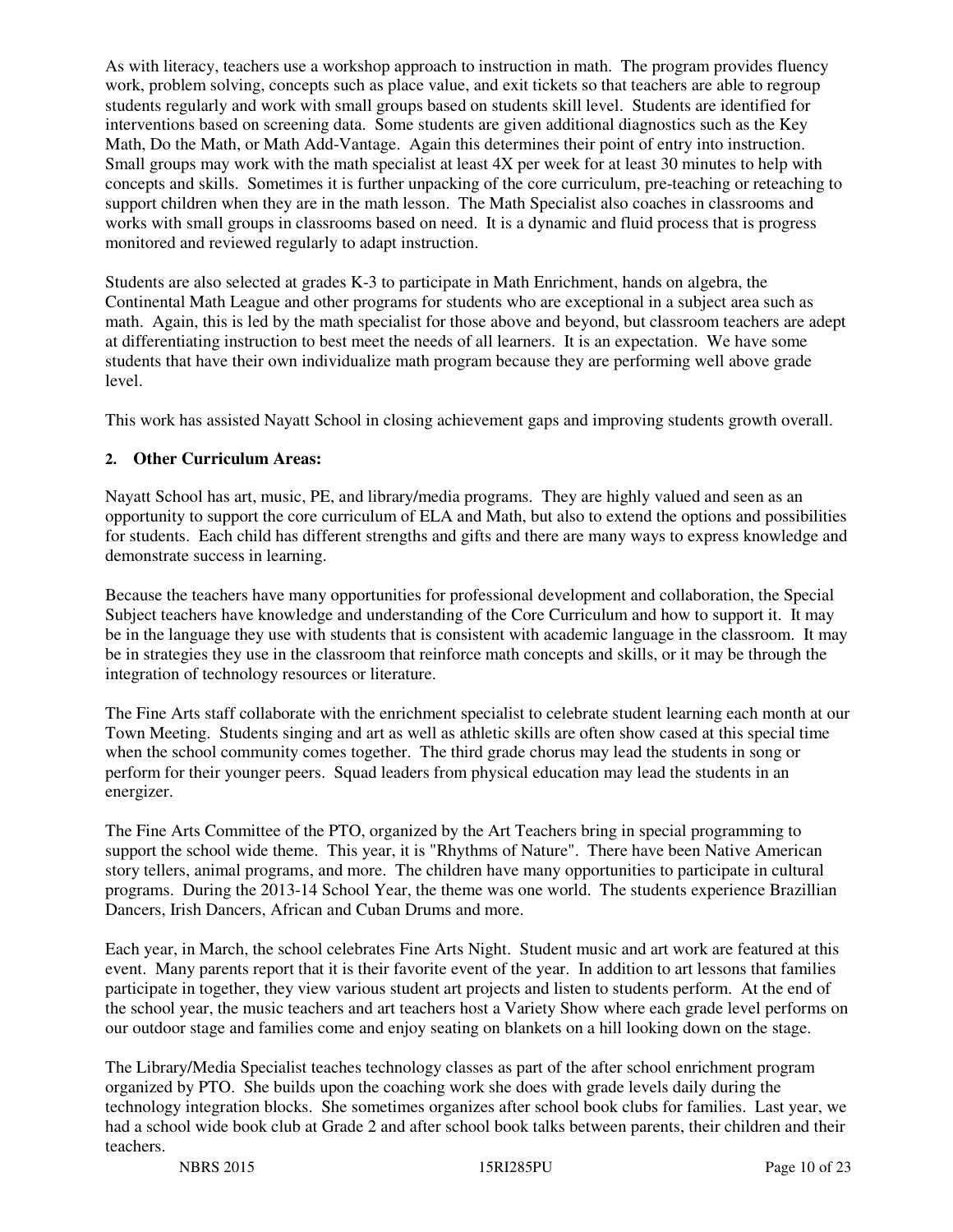As with literacy, teachers use a workshop approach to instruction in math. The program provides fluency work, problem solving, concepts such as place value, and exit tickets so that teachers are able to regroup students regularly and work with small groups based on students skill level. Students are identified for interventions based on screening data. Some students are given additional diagnostics such as the Key Math, Do the Math, or Math Add-Vantage. Again this determines their point of entry into instruction. Small groups may work with the math specialist at least 4X per week for at least 30 minutes to help with concepts and skills. Sometimes it is further unpacking of the core curriculum, pre-teaching or reteaching to support children when they are in the math lesson. The Math Specialist also coaches in classrooms and works with small groups in classrooms based on need. It is a dynamic and fluid process that is progress monitored and reviewed regularly to adapt instruction.

Students are also selected at grades K-3 to participate in Math Enrichment, hands on algebra, the Continental Math League and other programs for students who are exceptional in a subject area such as math. Again, this is led by the math specialist for those above and beyond, but classroom teachers are adept at differentiating instruction to best meet the needs of all learners. It is an expectation. We have some students that have their own individualize math program because they are performing well above grade level.

This work has assisted Nayatt School in closing achievement gaps and improving students growth overall.

**2. Other Curriculum Areas:**

Nayatt School has art, music, PE, and library/media programs. They are highly valued and seen as an opportunity to support the core curriculum of ELA and Math, but also to extend the options and possibilities for students. Each child has different strengths and gifts and there are many ways to express knowledge and demonstrate success in learning.

Because the teachers have many opportunities for professional development and collaboration, the Special Subject teachers have knowledge and understanding of the Core Curriculum and how to support it. It may be in the language they use with students that is consistent with academic language in the classroom. It may be in strategies they use in the classroom that reinforce math concepts and skills, or it may be through the integration of technology resources or literature.

The Fine Arts staff collaborate with the enrichment specialist to celebrate student learning each month at our Town Meeting. Students singing and art as well as athletic skills are often show cased at this special time when the school community comes together. The third grade chorus may lead the students in song or perform for their younger peers. Squad leaders from physical education may lead the students in an energizer.

The Fine Arts Committee of the PTO, organized by the Art Teachers bring in special programming to support the school wide theme. This year, it is "Rhythms of Nature". There have been Native American story tellers, animal programs, and more. The children have many opportunities to participate in cultural programs. During the 2013-14 School Year, the theme was one world. The students experience Brazillian Dancers, Irish Dancers, African and Cuban Drums and more.

Each year, in March, the school celebrates Fine Arts Night. Student music and art work are featured at this event. Many parents report that it is their favorite event of the year. In addition to art lessons that families participate in together, they view various student art projects and listen to students perform. At the end of the school year, the music teachers and art teachers host a Variety Show where each grade level performs on our outdoor stage and families come and enjoy seating on blankets on a hill looking down on the stage.

The Library/Media Specialist teaches technology classes as part of the after school enrichment program organized by PTO. She builds upon the coaching work she does with grade levels daily during the technology integration blocks. She sometimes organizes after school book clubs for families. Last year, we had a school wide book club at Grade 2 and after school book talks between parents, their children and their teachers.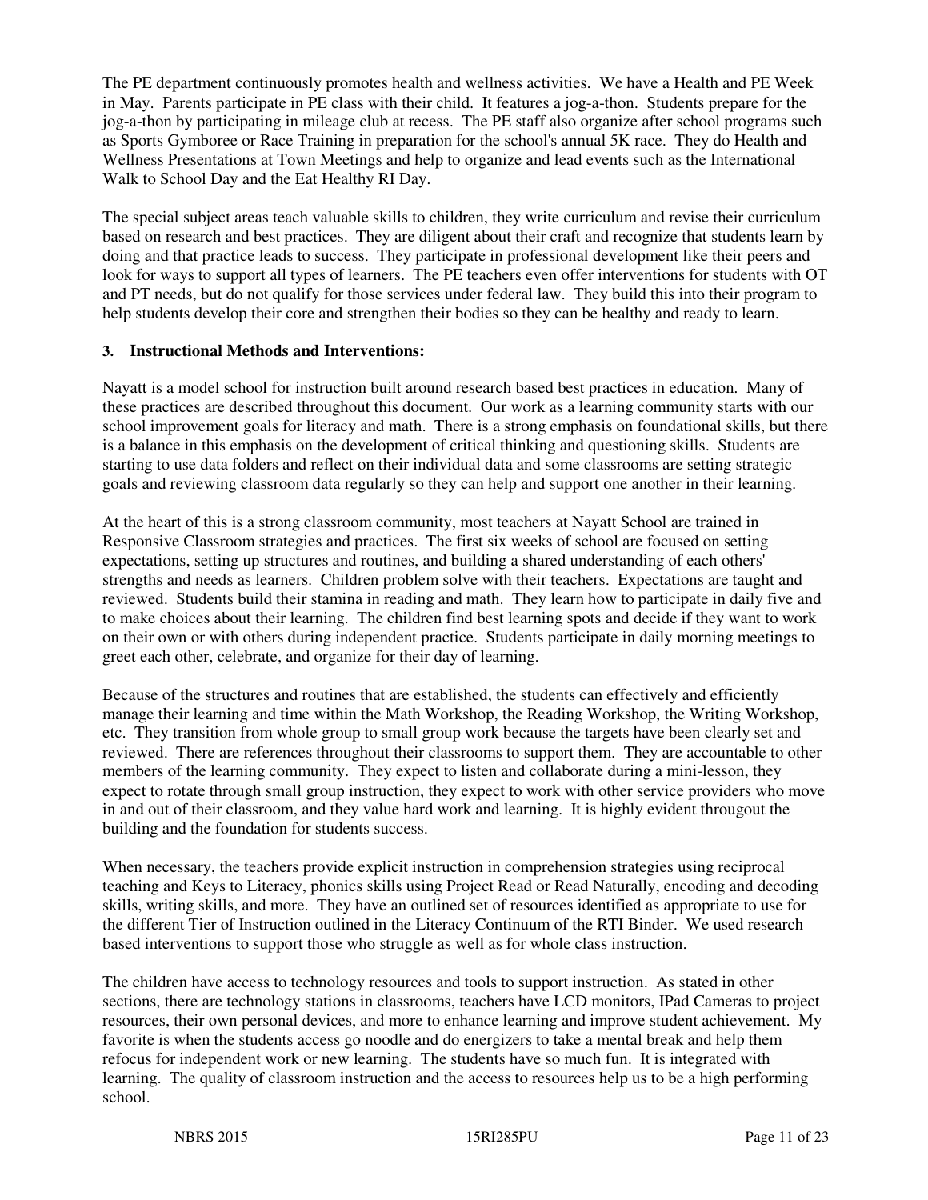The PE department continuously promotes health and wellness activities. We have a Health and PE Week in May. Parents participate in PE class with their child. It features a jog-a-thon. Students prepare for the jog-a-thon by participating in mileage club at recess. The PE staff also organize after school programs such as Sports Gymboree or Race Training in preparation for the school's annual 5K race. They do Health and Wellness Presentations at Town Meetings and help to organize and lead events such as the International Walk to School Day and the Eat Healthy RI Day.

The special subject areas teach valuable skills to children, they write curriculum and revise their curriculum based on research and best practices. They are diligent about their craft and recognize that students learn by doing and that practice leads to success. They participate in professional development like their peers and look for ways to support all types of learners. The PE teachers even offer interventions for students with OT and PT needs, but do not qualify for those services under federal law. They build this into their program to help students develop their core and strengthen their bodies so they can be healthy and ready to learn.

### 3. Instructional Methods and Interventions:

Nayatt is a model school for instruction built around research based best practices in education. Many of these practices are described throughout this document. Our work as a learning community starts with our school improvement goals for literacy and math. There is a strong emphasis on foundational skills, but there is a balance in this emphasis on the development of critical thinking and questioning skills. Students are starting to use data folders and reflect on their individual data and some classrooms are setting strategic goals and reviewing classroom data regularly so they can help and support one another in their learning.

At the heart of this is a strong classroom community, most teachers at Nayatt School are trained in Responsive Classroom strategies and practices. The first six weeks of school are focused on setting expectations, setting up structures and routines, and building a shared understanding of each others' strengths and needs as learners. Children problem solve with their teachers. Expectations are taught and reviewed. Students build their stamina in reading and math. They learn how to participate in daily five and to make choices about their learning. The children find best learning spots and decide if they want to work on their own or with others during independent practice. Students participate in daily morning meetings to greet each other, celebrate, and organize for their day of learning.

Because of the structures and routines that are established, the students can effectively and efficiently manage their learning and time within the Math Workshop, the Reading Workshop, the Writing Workshop, etc. They transition from whole group to small group work because the targets have been clearly set and reviewed. There are references throughout their classrooms to support them. They are accountable to other members of the learning community. They expect to listen and collaborate during a mini-lesson, they expect to rotate through small group instruction, they expect to work with other service providers who move in and out of their classroom, and they value hard work and learning. It is highly evident througout the building and the foundation for students success.

When necessary, the teachers provide explicit instruction in comprehension strategies using reciprocal teaching and Keys to Literacy, phonics skills using Project Read or Read Naturally, encoding and decoding skills, writing skills, and more. They have an outlined set of resources identified as appropriate to use for the different Tier of Instruction outlined in the Literacy Continuum of the RTI Binder. We used research based interventions to support those who struggle as well as for whole class instruction.

The children have access to technology resources and tools to support instruction. As stated in other sections, there are technology stations in classrooms, teachers have LCD monitors, IPad Cameras to project resources, their own personal devices, and more to enhance learning and improve student achievement. My favorite is when the students access go noodle and do energizers to take a mental break and help them refocus for independent work or new learning. The students have so much fun. It is integrated with learning. The quality of classroom instruction and the access to resources help us to be a high performing school.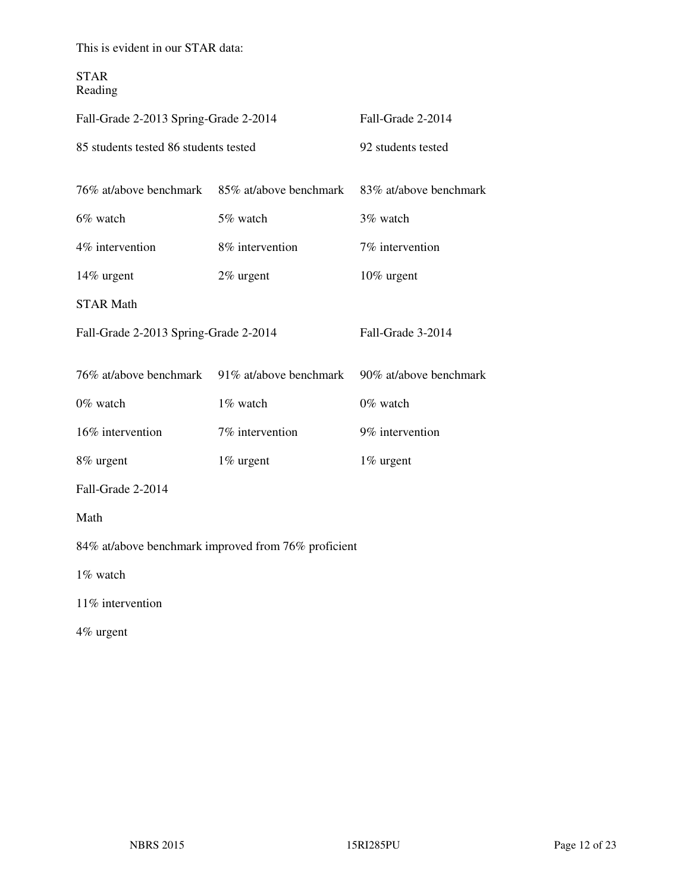This is evident in our STAR data:

STAR
Reading

| Fall-Grade 2-2013 | Spring-Grade 2-2014 | Fall-Grade 2-2014 |
|---|---|---|
| 85 students tested | 86 students tested | 92 students tested |
| 76% at/above benchmark | 85% at/above benchmark | 83% at/above benchmark |
| 6% watch | 5% watch | 3% watch |
| 4% intervention | 8% intervention | 7% intervention |
| 14% urgent | 2% urgent | 10% urgent |

STAR Math

| Fall-Grade 2-2013 | Spring-Grade 2-2014 | Fall-Grade 3-2014 |
|---|---|---|
| 76% at/above benchmark | 91% at/above benchmark | 90% at/above benchmark |
| 0% watch | 1% watch | 0% watch |
| 16% intervention | 7% intervention | 9% intervention |
| 8% urgent | 1% urgent | 1% urgent |

Fall-Grade 2-2014

Math

84% at/above benchmark improved from 76% proficient

1% watch

11% intervention

4% urgent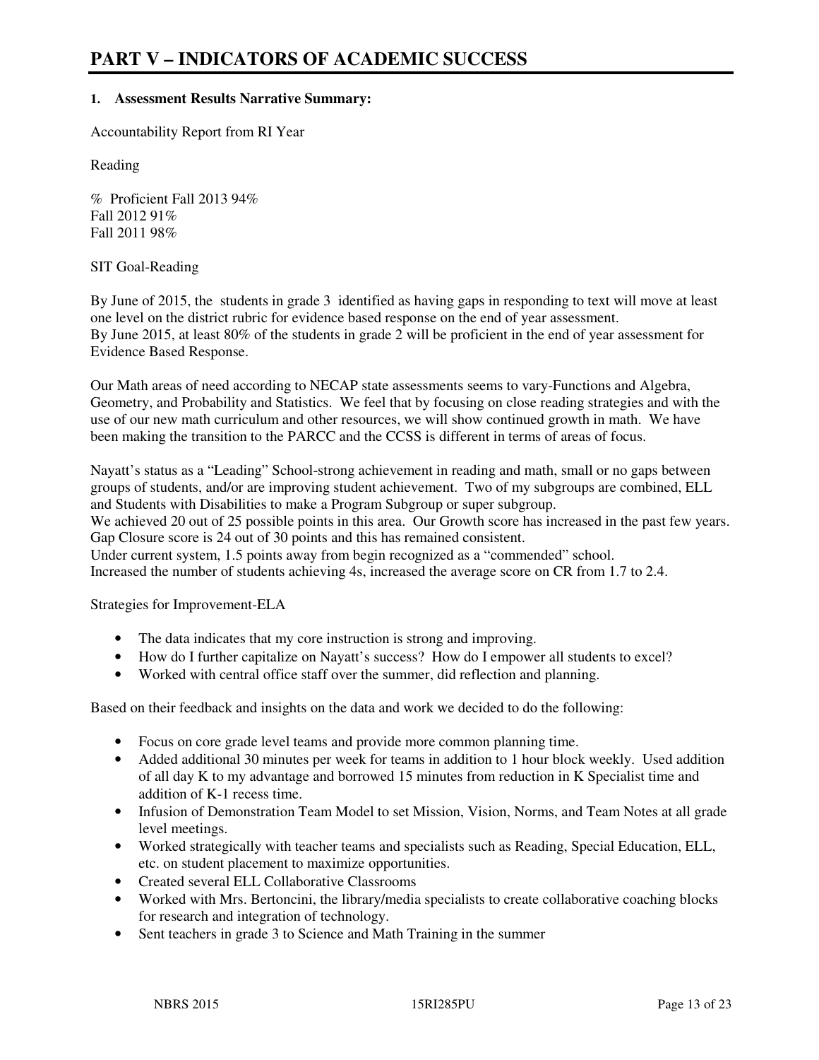# PART V – INDICATORS OF ACADEMIC SUCCESS

**1. Assessment Results Narrative Summary:**

Accountability Report from RI Year

Reading

% Proficient Fall 2013 94%
Fall 2012 91%
Fall 2011 98%

SIT Goal-Reading

By June of 2015, the students in grade 3 identified as having gaps in responding to text will move at least one level on the district rubric for evidence based response on the end of year assessment.
By June 2015, at least 80% of the students in grade 2 will be proficient in the end of year assessment for Evidence Based Response.

Our Math areas of need according to NECAP state assessments seems to vary-Functions and Algebra, Geometry, and Probability and Statistics. We feel that by focusing on close reading strategies and with the use of our new math curriculum and other resources, we will show continued growth in math. We have been making the transition to the PARCC and the CCSS is different in terms of areas of focus.

Nayatt's status as a "Leading" School-strong achievement in reading and math, small or no gaps between groups of students, and/or are improving student achievement. Two of my subgroups are combined, ELL and Students with Disabilities to make a Program Subgroup or super subgroup.
We achieved 20 out of 25 possible points in this area. Our Growth score has increased in the past few years.
Gap Closure score is 24 out of 30 points and this has remained consistent.
Under current system, 1.5 points away from begin recognized as a "commended" school.
Increased the number of students achieving 4s, increased the average score on CR from 1.7 to 2.4.

Strategies for Improvement-ELA

- The data indicates that my core instruction is strong and improving.
- How do I further capitalize on Nayatt's success? How do I empower all students to excel?
- Worked with central office staff over the summer, did reflection and planning.

Based on their feedback and insights on the data and work we decided to do the following:

- Focus on core grade level teams and provide more common planning time.
- Added additional 30 minutes per week for teams in addition to 1 hour block weekly. Used addition of all day K to my advantage and borrowed 15 minutes from reduction in K Specialist time and addition of K-1 recess time.
- Infusion of Demonstration Team Model to set Mission, Vision, Norms, and Team Notes at all grade level meetings.
- Worked strategically with teacher teams and specialists such as Reading, Special Education, ELL, etc. on student placement to maximize opportunities.
- Created several ELL Collaborative Classrooms
- Worked with Mrs. Bertoncini, the library/media specialists to create collaborative coaching blocks for research and integration of technology.
- Sent teachers in grade 3 to Science and Math Training in the summer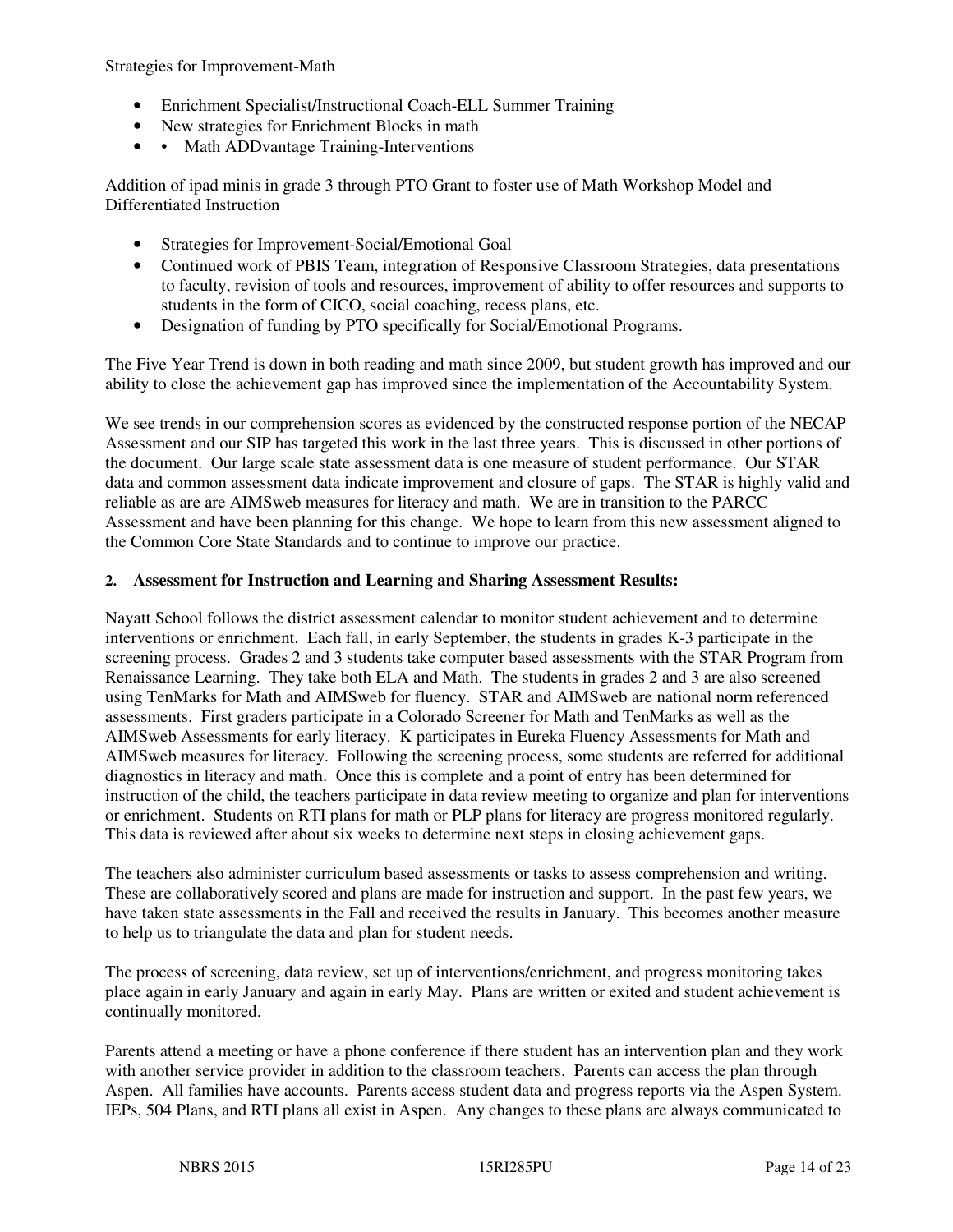Strategies for Improvement-Math

- Enrichment Specialist/Instructional Coach-ELL Summer Training
- New strategies for Enrichment Blocks in math
- • Math ADDvantage Training-Interventions

Addition of ipad minis in grade 3 through PTO Grant to foster use of Math Workshop Model and Differentiated Instruction

- Strategies for Improvement-Social/Emotional Goal
- Continued work of PBIS Team, integration of Responsive Classroom Strategies, data presentations to faculty, revision of tools and resources, improvement of ability to offer resources and supports to students in the form of CICO, social coaching, recess plans, etc.
- Designation of funding by PTO specifically for Social/Emotional Programs.

The Five Year Trend is down in both reading and math since 2009, but student growth has improved and our ability to close the achievement gap has improved since the implementation of the Accountability System.

We see trends in our comprehension scores as evidenced by the constructed response portion of the NECAP Assessment and our SIP has targeted this work in the last three years. This is discussed in other portions of the document. Our large scale state assessment data is one measure of student performance. Our STAR data and common assessment data indicate improvement and closure of gaps. The STAR is highly valid and reliable as are are AIMSweb measures for literacy and math. We are in transition to the PARCC Assessment and have been planning for this change. We hope to learn from this new assessment aligned to the Common Core State Standards and to continue to improve our practice.

**2. Assessment for Instruction and Learning and Sharing Assessment Results:**

Nayatt School follows the district assessment calendar to monitor student achievement and to determine interventions or enrichment. Each fall, in early September, the students in grades K-3 participate in the screening process. Grades 2 and 3 students take computer based assessments with the STAR Program from Renaissance Learning. They take both ELA and Math. The students in grades 2 and 3 are also screened using TenMarks for Math and AIMSweb for fluency. STAR and AIMSweb are national norm referenced assessments. First graders participate in a Colorado Screener for Math and TenMarks as well as the AIMSweb Assessments for early literacy. K participates in Eureka Fluency Assessments for Math and AIMSweb measures for literacy. Following the screening process, some students are referred for additional diagnostics in literacy and math. Once this is complete and a point of entry has been determined for instruction of the child, the teachers participate in data review meeting to organize and plan for interventions or enrichment. Students on RTI plans for math or PLP plans for literacy are progress monitored regularly. This data is reviewed after about six weeks to determine next steps in closing achievement gaps.

The teachers also administer curriculum based assessments or tasks to assess comprehension and writing. These are collaboratively scored and plans are made for instruction and support. In the past few years, we have taken state assessments in the Fall and received the results in January. This becomes another measure to help us to triangulate the data and plan for student needs.

The process of screening, data review, set up of interventions/enrichment, and progress monitoring takes place again in early January and again in early May. Plans are written or exited and student achievement is continually monitored.

Parents attend a meeting or have a phone conference if there student has an intervention plan and they work with another service provider in addition to the classroom teachers. Parents can access the plan through Aspen. All families have accounts. Parents access student data and progress reports via the Aspen System. IEPs, 504 Plans, and RTI plans all exist in Aspen. Any changes to these plans are always communicated to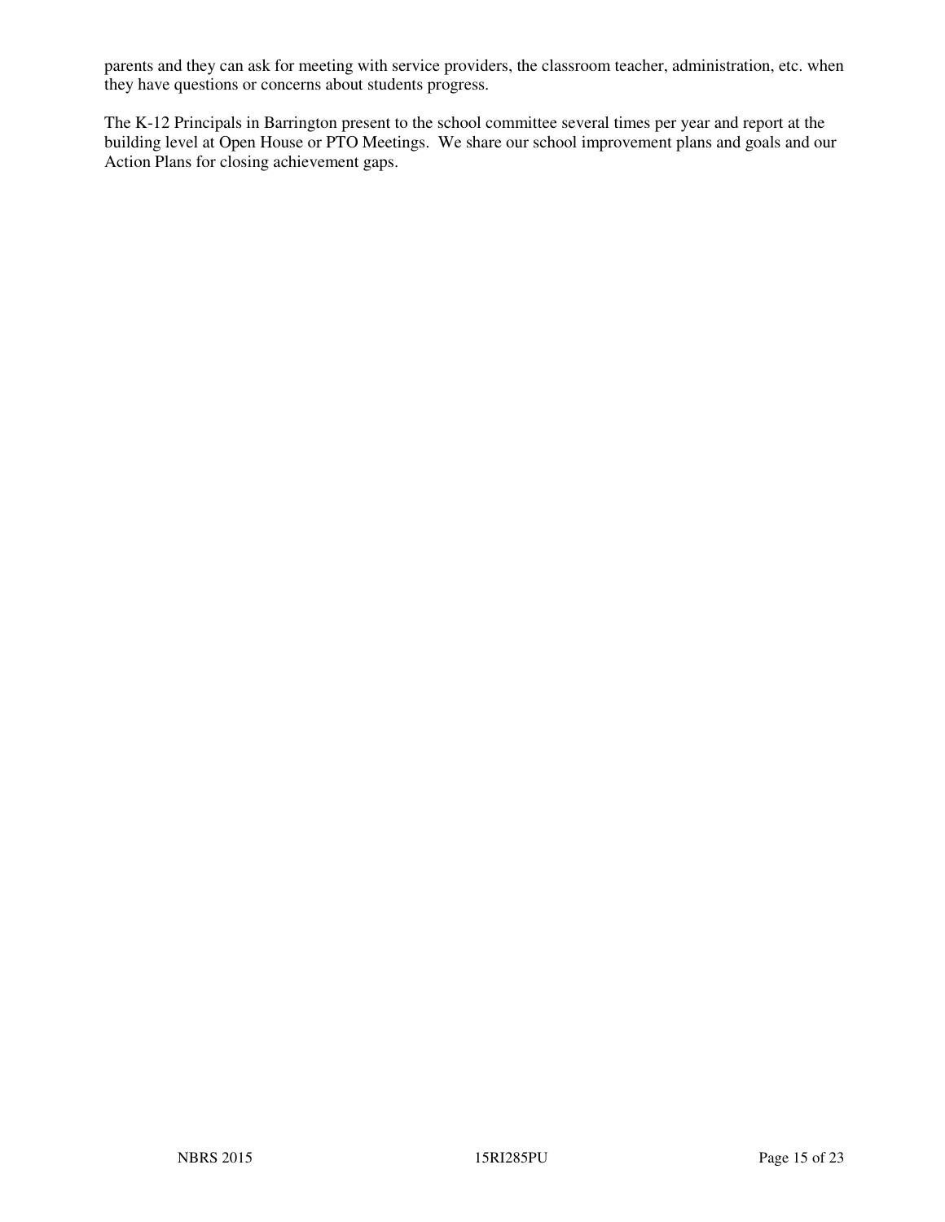parents and they can ask for meeting with service providers, the classroom teacher, administration, etc. when they have questions or concerns about students progress.

The K-12 Principals in Barrington present to the school committee several times per year and report at the building level at Open House or PTO Meetings.  We share our school improvement plans and goals and our Action Plans for closing achievement gaps.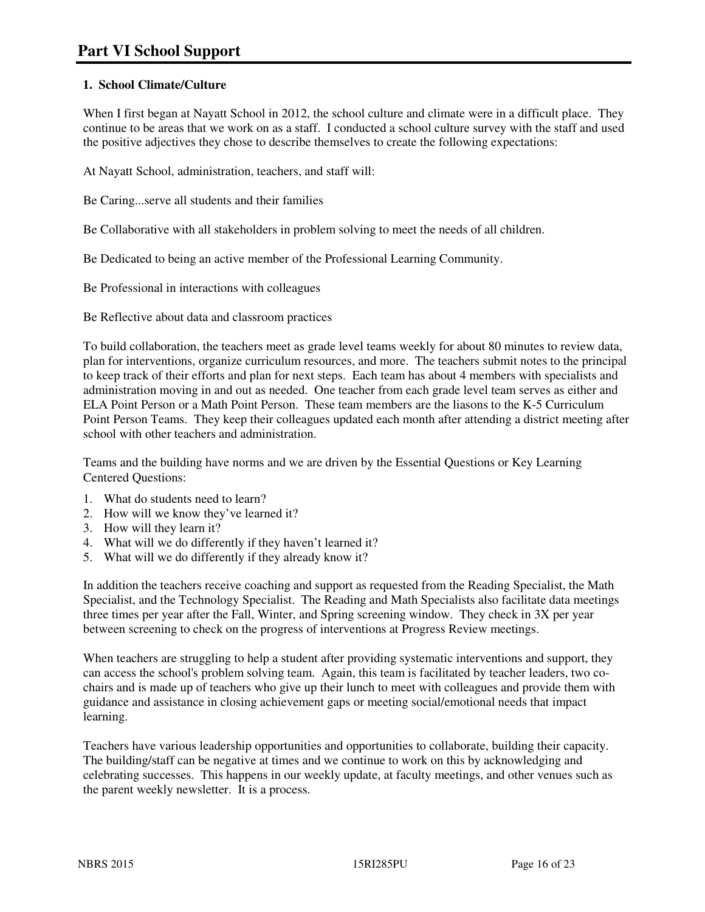# Part VI School Support

**1. School Climate/Culture**

When I first began at Nayatt School in 2012, the school culture and climate were in a difficult place. They continue to be areas that we work on as a staff. I conducted a school culture survey with the staff and used the positive adjectives they chose to describe themselves to create the following expectations:

At Nayatt School, administration, teachers, and staff will:

Be Caring...serve all students and their families

Be Collaborative with all stakeholders in problem solving to meet the needs of all children.

Be Dedicated to being an active member of the Professional Learning Community.

Be Professional in interactions with colleagues

Be Reflective about data and classroom practices

To build collaboration, the teachers meet as grade level teams weekly for about 80 minutes to review data, plan for interventions, organize curriculum resources, and more. The teachers submit notes to the principal to keep track of their efforts and plan for next steps. Each team has about 4 members with specialists and administration moving in and out as needed. One teacher from each grade level team serves as either and ELA Point Person or a Math Point Person. These team members are the liasons to the K-5 Curriculum Point Person Teams. They keep their colleagues updated each month after attending a district meeting after school with other teachers and administration.

Teams and the building have norms and we are driven by the Essential Questions or Key Learning Centered Questions:

1. What do students need to learn?
2. How will we know they've learned it?
3. How will they learn it?
4. What will we do differently if they haven't learned it?
5. What will we do differently if they already know it?

In addition the teachers receive coaching and support as requested from the Reading Specialist, the Math Specialist, and the Technology Specialist. The Reading and Math Specialists also facilitate data meetings three times per year after the Fall, Winter, and Spring screening window. They check in 3X per year between screening to check on the progress of interventions at Progress Review meetings.

When teachers are struggling to help a student after providing systematic interventions and support, they can access the school's problem solving team. Again, this team is facilitated by teacher leaders, two co-chairs and is made up of teachers who give up their lunch to meet with colleagues and provide them with guidance and assistance in closing achievement gaps or meeting social/emotional needs that impact learning.

Teachers have various leadership opportunities and opportunities to collaborate, building their capacity. The building/staff can be negative at times and we continue to work on this by acknowledging and celebrating successes. This happens in our weekly update, at faculty meetings, and other venues such as the parent weekly newsletter. It is a process.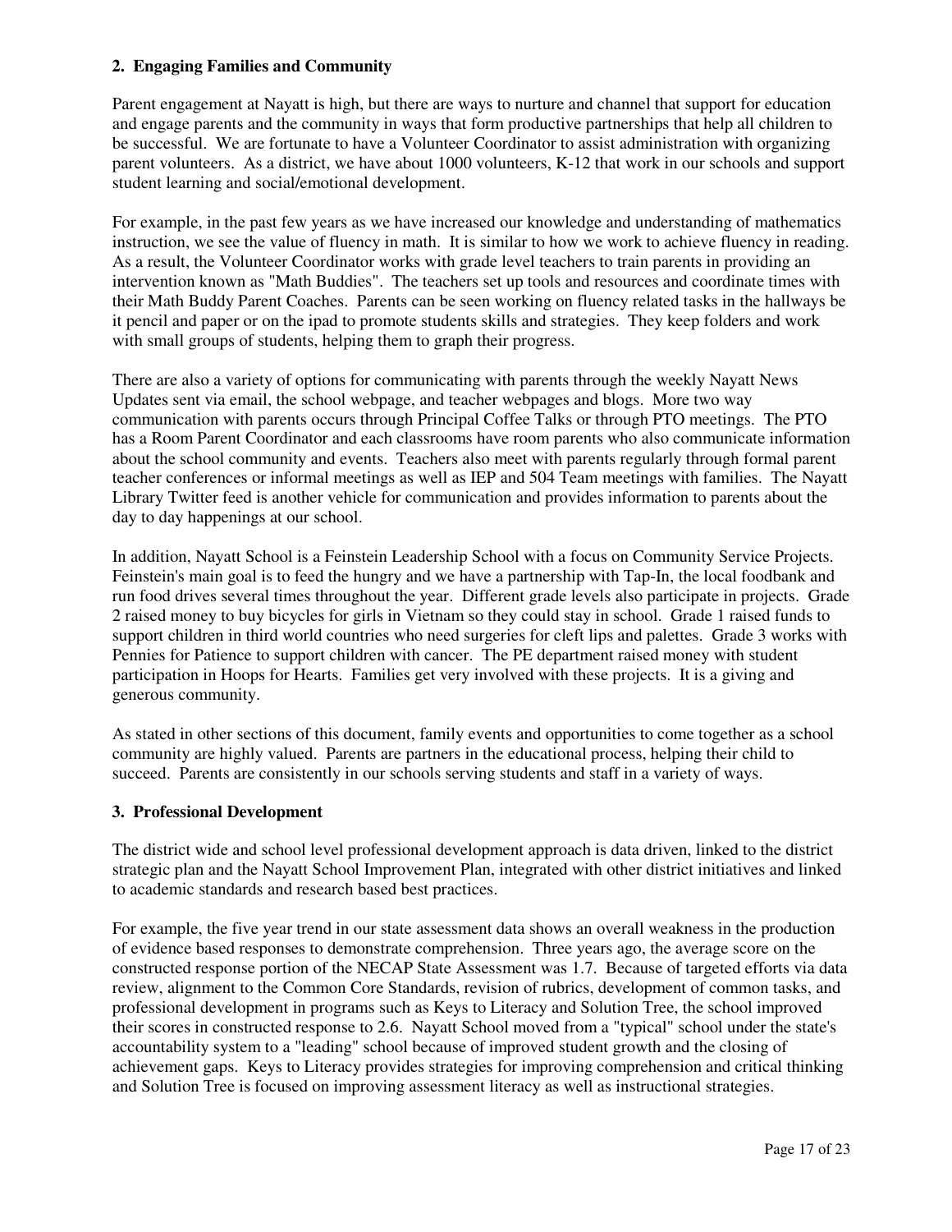### 2. Engaging Families and Community

Parent engagement at Nayatt is high, but there are ways to nurture and channel that support for education and engage parents and the community in ways that form productive partnerships that help all children to be successful. We are fortunate to have a Volunteer Coordinator to assist administration with organizing parent volunteers. As a district, we have about 1000 volunteers, K-12 that work in our schools and support student learning and social/emotional development.

For example, in the past few years as we have increased our knowledge and understanding of mathematics instruction, we see the value of fluency in math. It is similar to how we work to achieve fluency in reading. As a result, the Volunteer Coordinator works with grade level teachers to train parents in providing an intervention known as "Math Buddies". The teachers set up tools and resources and coordinate times with their Math Buddy Parent Coaches. Parents can be seen working on fluency related tasks in the hallways be it pencil and paper or on the ipad to promote students skills and strategies. They keep folders and work with small groups of students, helping them to graph their progress.

There are also a variety of options for communicating with parents through the weekly Nayatt News Updates sent via email, the school webpage, and teacher webpages and blogs. More two way communication with parents occurs through Principal Coffee Talks or through PTO meetings. The PTO has a Room Parent Coordinator and each classrooms have room parents who also communicate information about the school community and events. Teachers also meet with parents regularly through formal parent teacher conferences or informal meetings as well as IEP and 504 Team meetings with families. The Nayatt Library Twitter feed is another vehicle for communication and provides information to parents about the day to day happenings at our school.

In addition, Nayatt School is a Feinstein Leadership School with a focus on Community Service Projects. Feinstein's main goal is to feed the hungry and we have a partnership with Tap-In, the local foodbank and run food drives several times throughout the year. Different grade levels also participate in projects. Grade 2 raised money to buy bicycles for girls in Vietnam so they could stay in school. Grade 1 raised funds to support children in third world countries who need surgeries for cleft lips and palettes. Grade 3 works with Pennies for Patience to support children with cancer. The PE department raised money with student participation in Hoops for Hearts. Families get very involved with these projects. It is a giving and generous community.

As stated in other sections of this document, family events and opportunities to come together as a school community are highly valued. Parents are partners in the educational process, helping their child to succeed. Parents are consistently in our schools serving students and staff in a variety of ways.

### 3. Professional Development

The district wide and school level professional development approach is data driven, linked to the district strategic plan and the Nayatt School Improvement Plan, integrated with other district initiatives and linked to academic standards and research based best practices.

For example, the five year trend in our state assessment data shows an overall weakness in the production of evidence based responses to demonstrate comprehension. Three years ago, the average score on the constructed response portion of the NECAP State Assessment was 1.7. Because of targeted efforts via data review, alignment to the Common Core Standards, revision of rubrics, development of common tasks, and professional development in programs such as Keys to Literacy and Solution Tree, the school improved their scores in constructed response to 2.6. Nayatt School moved from a "typical" school under the state's accountability system to a "leading" school because of improved student growth and the closing of achievement gaps. Keys to Literacy provides strategies for improving comprehension and critical thinking and Solution Tree is focused on improving assessment literacy as well as instructional strategies.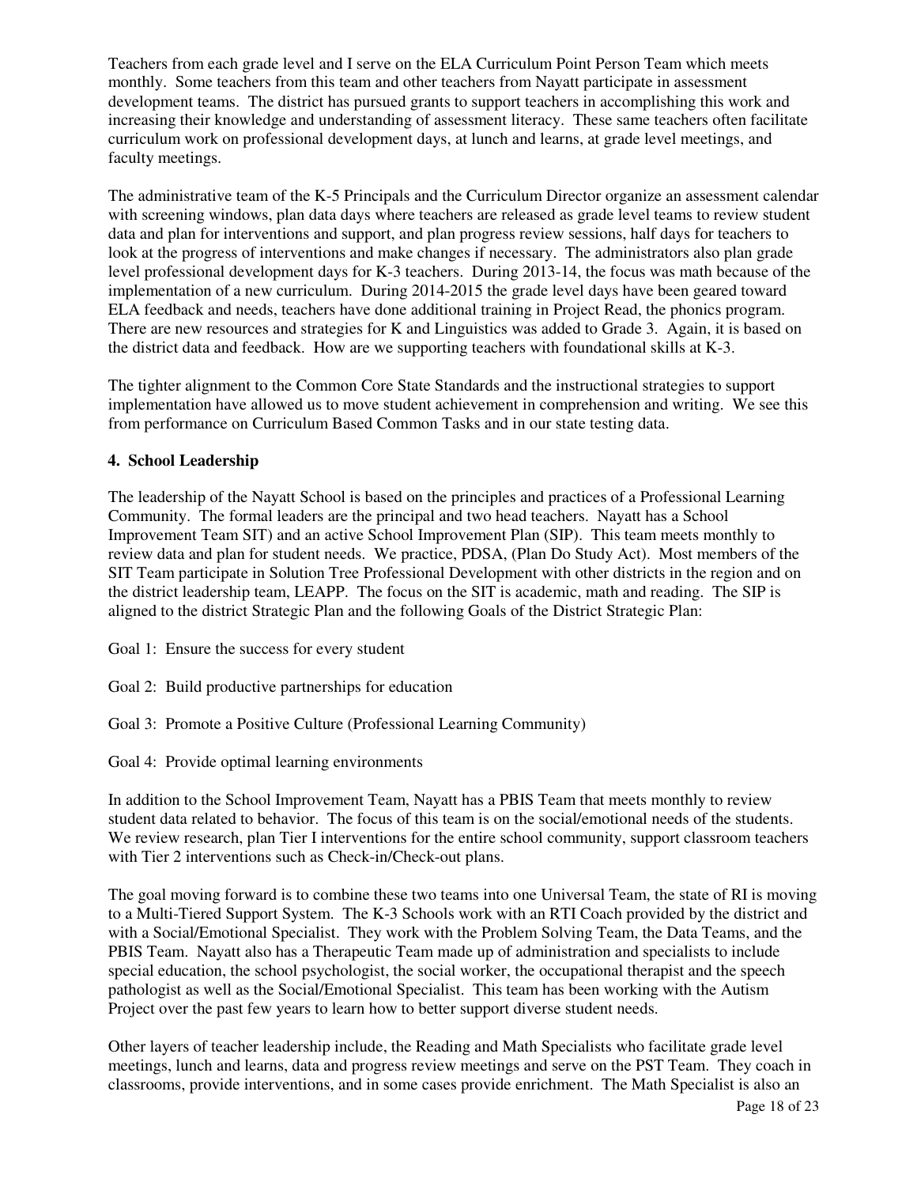Teachers from each grade level and I serve on the ELA Curriculum Point Person Team which meets monthly. Some teachers from this team and other teachers from Nayatt participate in assessment development teams. The district has pursued grants to support teachers in accomplishing this work and increasing their knowledge and understanding of assessment literacy. These same teachers often facilitate curriculum work on professional development days, at lunch and learns, at grade level meetings, and faculty meetings.

The administrative team of the K-5 Principals and the Curriculum Director organize an assessment calendar with screening windows, plan data days where teachers are released as grade level teams to review student data and plan for interventions and support, and plan progress review sessions, half days for teachers to look at the progress of interventions and make changes if necessary. The administrators also plan grade level professional development days for K-3 teachers. During 2013-14, the focus was math because of the implementation of a new curriculum. During 2014-2015 the grade level days have been geared toward ELA feedback and needs, teachers have done additional training in Project Read, the phonics program. There are new resources and strategies for K and Linguistics was added to Grade 3. Again, it is based on the district data and feedback. How are we supporting teachers with foundational skills at K-3.

The tighter alignment to the Common Core State Standards and the instructional strategies to support implementation have allowed us to move student achievement in comprehension and writing. We see this from performance on Curriculum Based Common Tasks and in our state testing data.

**4. School Leadership**

The leadership of the Nayatt School is based on the principles and practices of a Professional Learning Community. The formal leaders are the principal and two head teachers. Nayatt has a School Improvement Team SIT) and an active School Improvement Plan (SIP). This team meets monthly to review data and plan for student needs. We practice, PDSA, (Plan Do Study Act). Most members of the SIT Team participate in Solution Tree Professional Development with other districts in the region and on the district leadership team, LEAPP. The focus on the SIT is academic, math and reading. The SIP is aligned to the district Strategic Plan and the following Goals of the District Strategic Plan:

Goal 1: Ensure the success for every student

Goal 2: Build productive partnerships for education

Goal 3: Promote a Positive Culture (Professional Learning Community)

Goal 4: Provide optimal learning environments

In addition to the School Improvement Team, Nayatt has a PBIS Team that meets monthly to review student data related to behavior. The focus of this team is on the social/emotional needs of the students. We review research, plan Tier I interventions for the entire school community, support classroom teachers with Tier 2 interventions such as Check-in/Check-out plans.

The goal moving forward is to combine these two teams into one Universal Team, the state of RI is moving to a Multi-Tiered Support System. The K-3 Schools work with an RTI Coach provided by the district and with a Social/Emotional Specialist. They work with the Problem Solving Team, the Data Teams, and the PBIS Team. Nayatt also has a Therapeutic Team made up of administration and specialists to include special education, the school psychologist, the social worker, the occupational therapist and the speech pathologist as well as the Social/Emotional Specialist. This team has been working with the Autism Project over the past few years to learn how to better support diverse student needs.

Other layers of teacher leadership include, the Reading and Math Specialists who facilitate grade level meetings, lunch and learns, data and progress review meetings and serve on the PST Team. They coach in classrooms, provide interventions, and in some cases provide enrichment. The Math Specialist is also an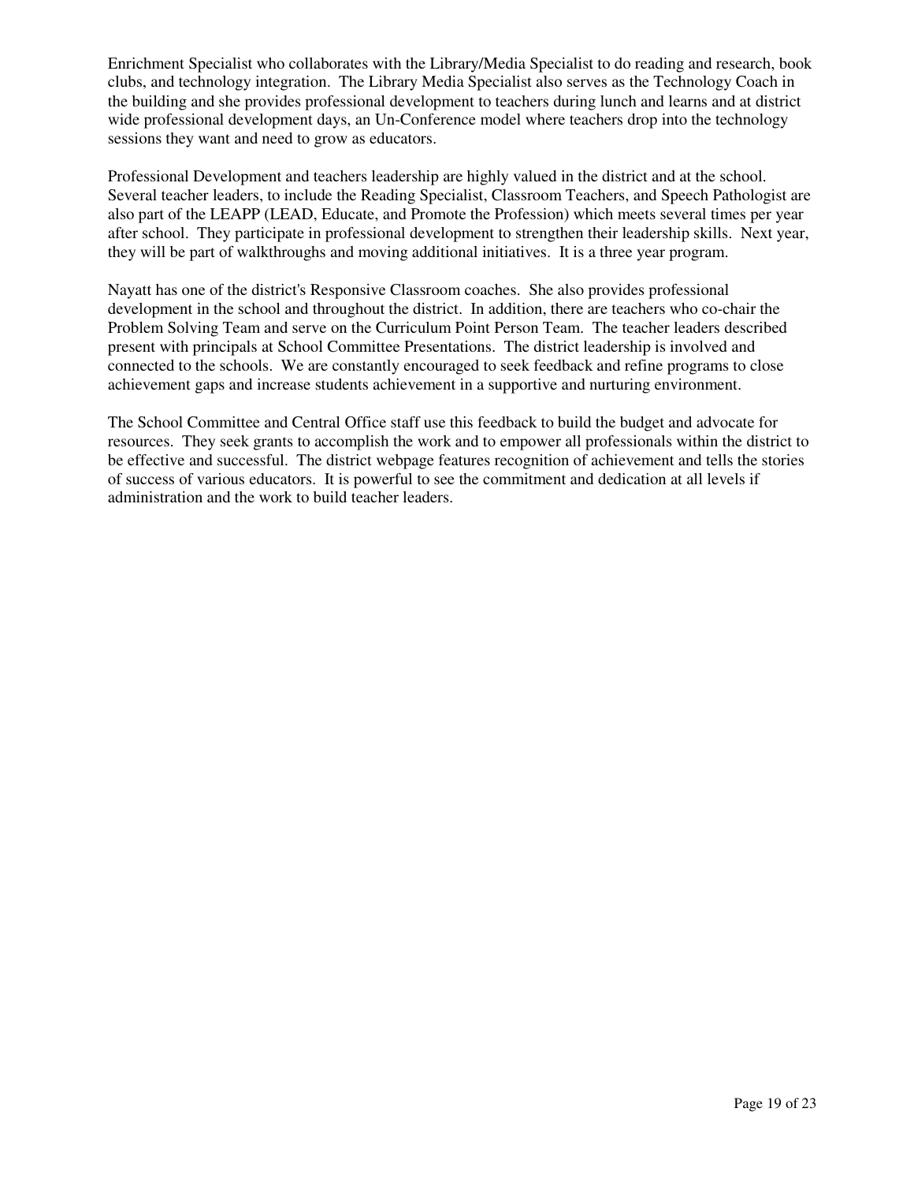Enrichment Specialist who collaborates with the Library/Media Specialist to do reading and research, book clubs, and technology integration. The Library Media Specialist also serves as the Technology Coach in the building and she provides professional development to teachers during lunch and learns and at district wide professional development days, an Un-Conference model where teachers drop into the technology sessions they want and need to grow as educators.

Professional Development and teachers leadership are highly valued in the district and at the school. Several teacher leaders, to include the Reading Specialist, Classroom Teachers, and Speech Pathologist are also part of the LEAPP (LEAD, Educate, and Promote the Profession) which meets several times per year after school. They participate in professional development to strengthen their leadership skills. Next year, they will be part of walkthroughs and moving additional initiatives. It is a three year program.

Nayatt has one of the district's Responsive Classroom coaches. She also provides professional development in the school and throughout the district. In addition, there are teachers who co-chair the Problem Solving Team and serve on the Curriculum Point Person Team. The teacher leaders described present with principals at School Committee Presentations. The district leadership is involved and connected to the schools. We are constantly encouraged to seek feedback and refine programs to close achievement gaps and increase students achievement in a supportive and nurturing environment.

The School Committee and Central Office staff use this feedback to build the budget and advocate for resources. They seek grants to accomplish the work and to empower all professionals within the district to be effective and successful. The district webpage features recognition of achievement and tells the stories of success of various educators. It is powerful to see the commitment and dedication at all levels if administration and the work to build teacher leaders.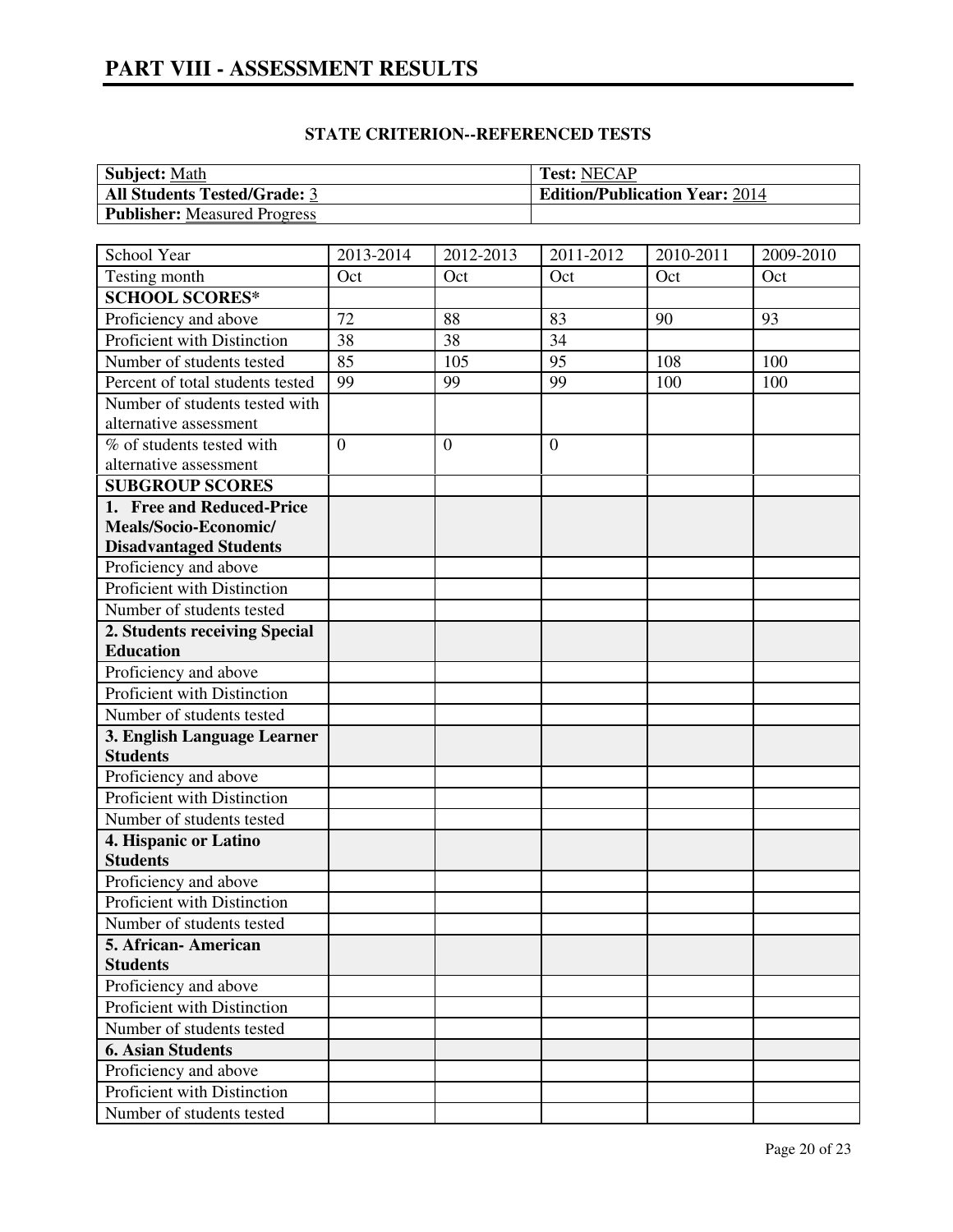# PART VIII - ASSESSMENT RESULTS

### STATE CRITERION--REFERENCED TESTS

| **Subject:** Math | **Test:** NECAP |
|---|---|
| **All Students Tested/Grade:** 3 | **Edition/Publication Year:** 2014 |
| **Publisher:** Measured Progress | |

| School Year | 2013-2014 | 2012-2013 | 2011-2012 | 2010-2011 | 2009-2010 |
|---|---|---|---|---|---|
| Testing month | Oct | Oct | Oct | Oct | Oct |
| **SCHOOL SCORES*** | | | | | |
| Proficiency and above | 72 | 88 | 83 | 90 | 93 |
| Proficient with Distinction | 38 | 38 | 34 | | |
| Number of students tested | 85 | 105 | 95 | 108 | 100 |
| Percent of total students tested | 99 | 99 | 99 | 100 | 100 |
| Number of students tested with alternative assessment | | | | | |
| % of students tested with alternative assessment | 0 | 0 | 0 | | |
| **SUBGROUP SCORES** | | | | | |
| **1. Free and Reduced-Price Meals/Socio-Economic/ Disadvantaged Students** | | | | | |
| Proficiency and above | | | | | |
| Proficient with Distinction | | | | | |
| Number of students tested | | | | | |
| **2. Students receiving Special Education** | | | | | |
| Proficiency and above | | | | | |
| Proficient with Distinction | | | | | |
| Number of students tested | | | | | |
| **3. English Language Learner Students** | | | | | |
| Proficiency and above | | | | | |
| Proficient with Distinction | | | | | |
| Number of students tested | | | | | |
| **4. Hispanic or Latino Students** | | | | | |
| Proficiency and above | | | | | |
| Proficient with Distinction | | | | | |
| Number of students tested | | | | | |
| **5. African- American Students** | | | | | |
| Proficiency and above | | | | | |
| Proficient with Distinction | | | | | |
| Number of students tested | | | | | |
| **6. Asian Students** | | | | | |
| Proficiency and above | | | | | |
| Proficient with Distinction | | | | | |
| Number of students tested | | | | | |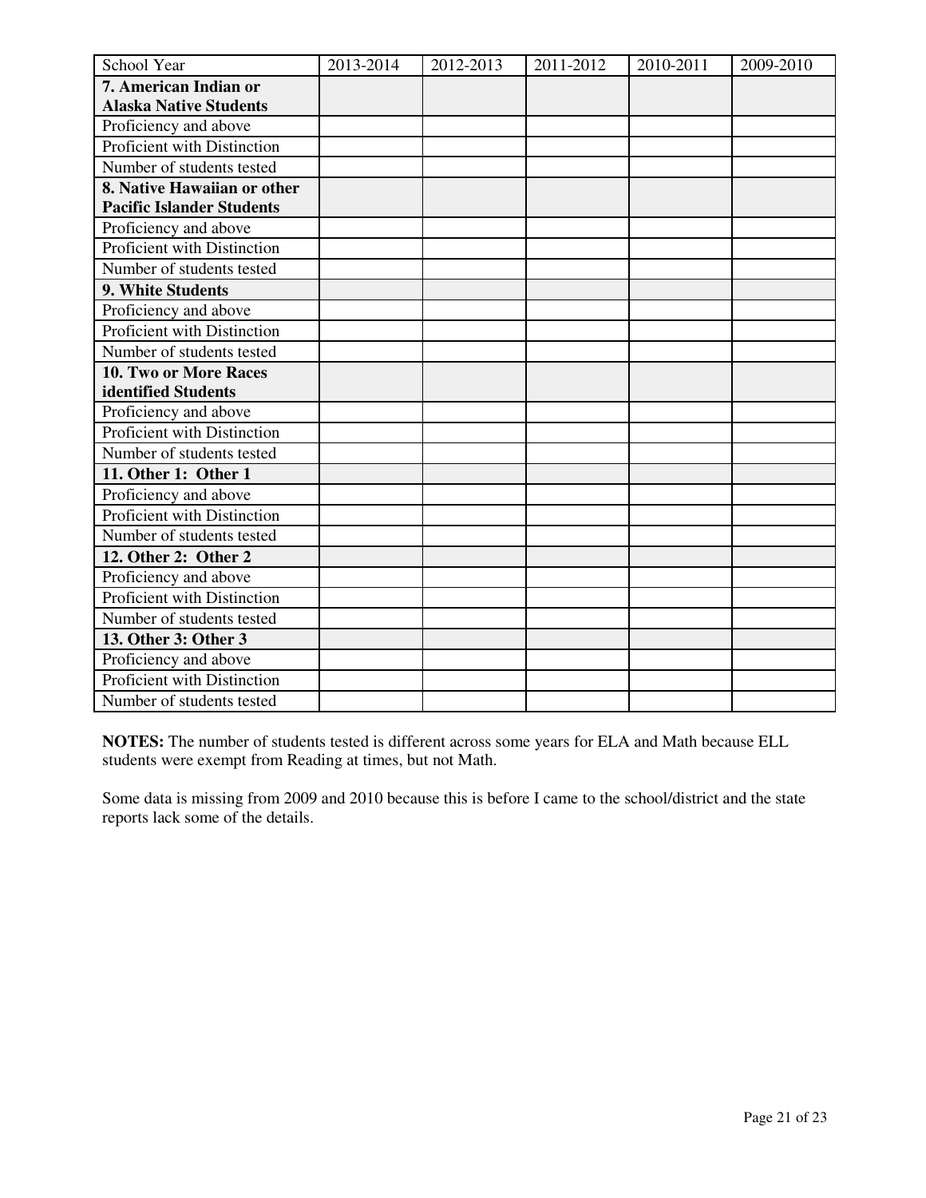| School Year | 2013-2014 | 2012-2013 | 2011-2012 | 2010-2011 | 2009-2010 |
|---|---|---|---|---|---|
| **7. American Indian or Alaska Native Students** | | | | | |
| Proficiency and above | | | | | |
| Proficient with Distinction | | | | | |
| Number of students tested | | | | | |
| **8. Native Hawaiian or other Pacific Islander Students** | | | | | |
| Proficiency and above | | | | | |
| Proficient with Distinction | | | | | |
| Number of students tested | | | | | |
| **9. White Students** | | | | | |
| Proficiency and above | | | | | |
| Proficient with Distinction | | | | | |
| Number of students tested | | | | | |
| **10. Two or More Races identified Students** | | | | | |
| Proficiency and above | | | | | |
| Proficient with Distinction | | | | | |
| Number of students tested | | | | | |
| **11. Other 1: Other 1** | | | | | |
| Proficiency and above | | | | | |
| Proficient with Distinction | | | | | |
| Number of students tested | | | | | |
| **12. Other 2: Other 2** | | | | | |
| Proficiency and above | | | | | |
| Proficient with Distinction | | | | | |
| Number of students tested | | | | | |
| **13. Other 3: Other 3** | | | | | |
| Proficiency and above | | | | | |
| Proficient with Distinction | | | | | |
| Number of students tested | | | | | |

**NOTES:** The number of students tested is different across some years for ELA and Math because ELL students were exempt from Reading at times, but not Math.

Some data is missing from 2009 and 2010 because this is before I came to the school/district and the state reports lack some of the details.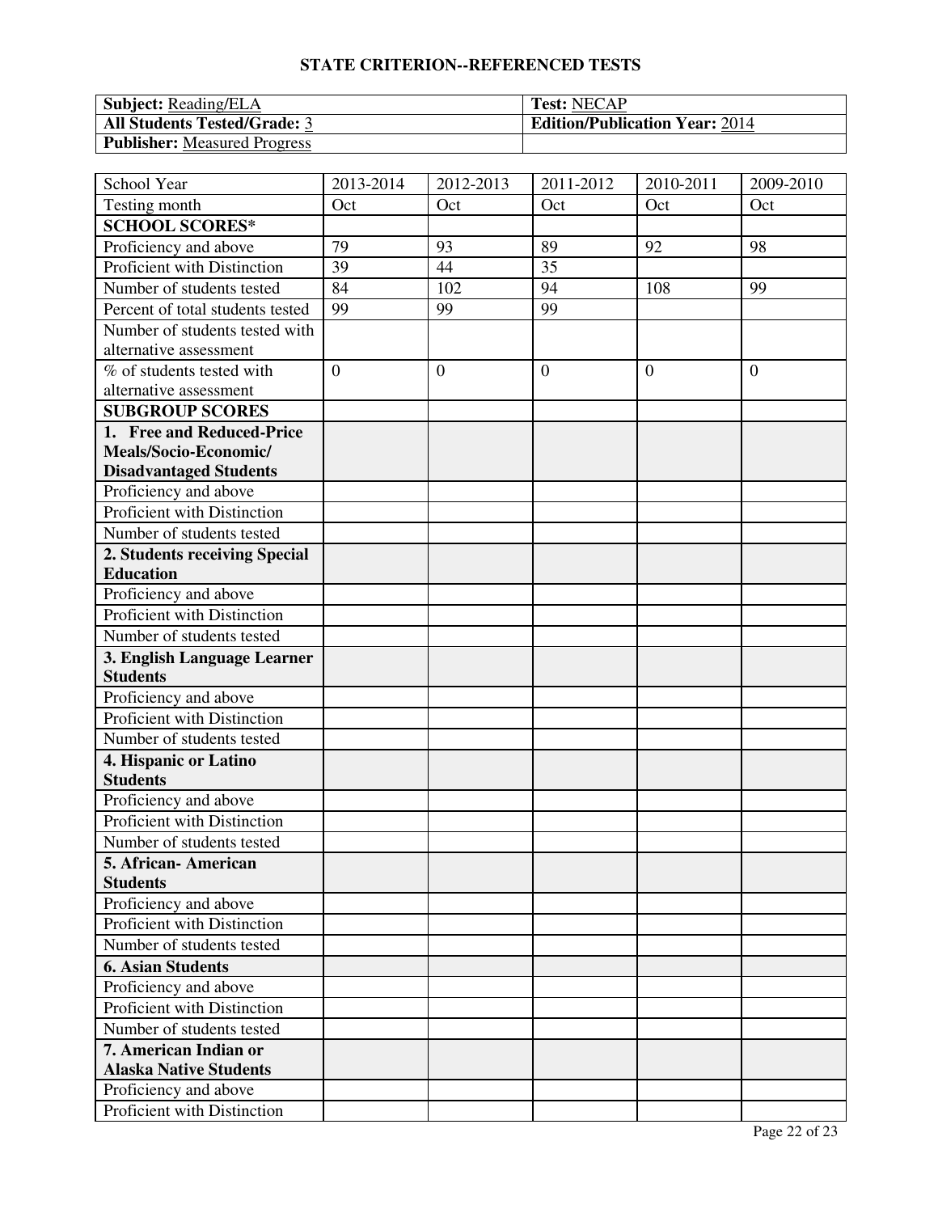**STATE CRITERION--REFERENCED TESTS**

| **Subject:** Reading/ELA | **Test:** NECAP |
|---|---|
| **All Students Tested/Grade:** 3 | **Edition/Publication Year:** 2014 |
| **Publisher:** Measured Progress | |

| School Year | 2013-2014 | 2012-2013 | 2011-2012 | 2010-2011 | 2009-2010 |
|---|---|---|---|---|---|
| Testing month | Oct | Oct | Oct | Oct | Oct |
| **SCHOOL SCORES*** | | | | | |
| Proficiency and above | 79 | 93 | 89 | 92 | 98 |
| Proficient with Distinction | 39 | 44 | 35 | | |
| Number of students tested | 84 | 102 | 94 | 108 | 99 |
| Percent of total students tested | 99 | 99 | 99 | | |
| Number of students tested with alternative assessment | | | | | |
| % of students tested with alternative assessment | 0 | 0 | 0 | 0 | 0 |
| **SUBGROUP SCORES** | | | | | |
| **1. Free and Reduced-Price Meals/Socio-Economic/ Disadvantaged Students** | | | | | |
| Proficiency and above | | | | | |
| Proficient with Distinction | | | | | |
| Number of students tested | | | | | |
| **2. Students receiving Special Education** | | | | | |
| Proficiency and above | | | | | |
| Proficient with Distinction | | | | | |
| Number of students tested | | | | | |
| **3. English Language Learner Students** | | | | | |
| Proficiency and above | | | | | |
| Proficient with Distinction | | | | | |
| Number of students tested | | | | | |
| **4. Hispanic or Latino Students** | | | | | |
| Proficiency and above | | | | | |
| Proficient with Distinction | | | | | |
| Number of students tested | | | | | |
| **5. African- American Students** | | | | | |
| Proficiency and above | | | | | |
| Proficient with Distinction | | | | | |
| Number of students tested | | | | | |
| **6. Asian Students** | | | | | |
| Proficiency and above | | | | | |
| Proficient with Distinction | | | | | |
| Number of students tested | | | | | |
| **7. American Indian or Alaska Native Students** | | | | | |
| Proficiency and above | | | | | |
| Proficient with Distinction | | | | | |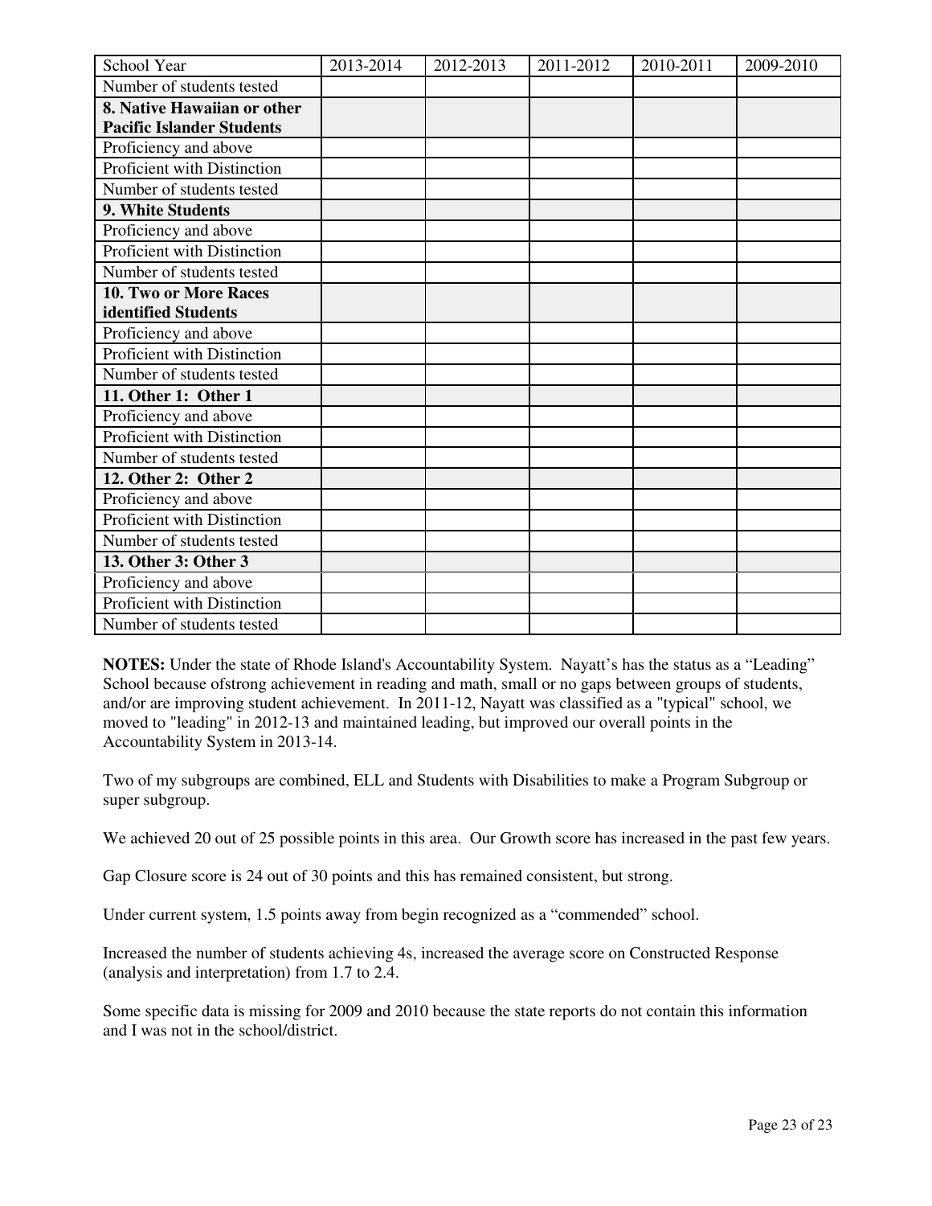| School Year | 2013-2014 | 2012-2013 | 2011-2012 | 2010-2011 | 2009-2010 |
|---|---|---|---|---|---|
| Number of students tested | | | | | |
| **8. Native Hawaiian or other Pacific Islander Students** | | | | | |
| Proficiency and above | | | | | |
| Proficient with Distinction | | | | | |
| Number of students tested | | | | | |
| **9. White Students** | | | | | |
| Proficiency and above | | | | | |
| Proficient with Distinction | | | | | |
| Number of students tested | | | | | |
| **10. Two or More Races identified Students** | | | | | |
| Proficiency and above | | | | | |
| Proficient with Distinction | | | | | |
| Number of students tested | | | | | |
| **11. Other 1: Other 1** | | | | | |
| Proficiency and above | | | | | |
| Proficient with Distinction | | | | | |
| Number of students tested | | | | | |
| **12. Other 2: Other 2** | | | | | |
| Proficiency and above | | | | | |
| Proficient with Distinction | | | | | |
| Number of students tested | | | | | |
| **13. Other 3: Other 3** | | | | | |
| Proficiency and above | | | | | |
| Proficient with Distinction | | | | | |
| Number of students tested | | | | | |

**NOTES:** Under the state of Rhode Island's Accountability System. Nayatt's has the status as a "Leading" School because ofstrong achievement in reading and math, small or no gaps between groups of students, and/or are improving student achievement. In 2011-12, Nayatt was classified as a "typical" school, we moved to "leading" in 2012-13 and maintained leading, but improved our overall points in the Accountability System in 2013-14.

Two of my subgroups are combined, ELL and Students with Disabilities to make a Program Subgroup or super subgroup.

We achieved 20 out of 25 possible points in this area. Our Growth score has increased in the past few years.

Gap Closure score is 24 out of 30 points and this has remained consistent, but strong.

Under current system, 1.5 points away from begin recognized as a "commended" school.

Increased the number of students achieving 4s, increased the average score on Constructed Response (analysis and interpretation) from 1.7 to 2.4.

Some specific data is missing for 2009 and 2010 because the state reports do not contain this information and I was not in the school/district.